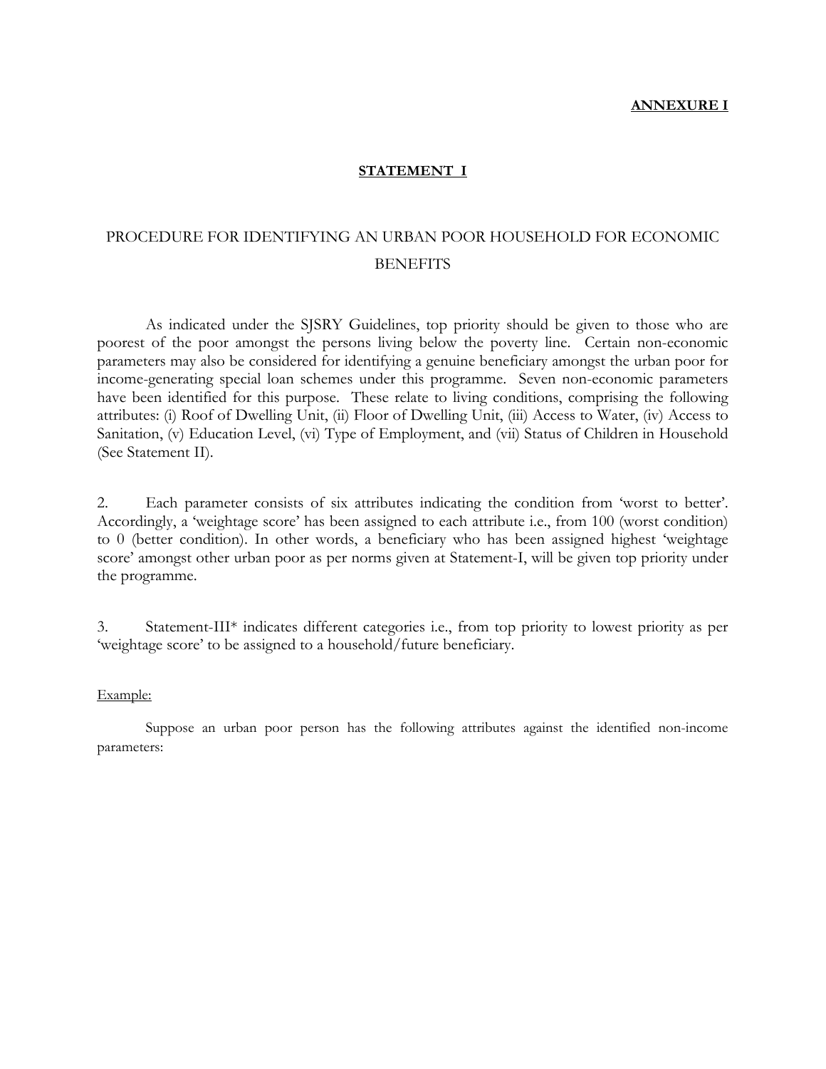**ANNEXURE I**

## STATEMENT I

# PROCEDURE FOR IDENTIFYING AN URBAN POOR HOUSEHOLD FOR ECONOMIC BENEFITS

As indicated under the SJSRY Guidelines, top priority should be given to those who are poorest of the poor amongst the persons living below the poverty line. Certain non-economic parameters may also be considered for identifying a genuine beneficiary amongst the urban poor for income-generating special loan schemes under this programme. Seven non-economic parameters have been identified for this purpose. These relate to living conditions, comprising the following attributes: (i) Roof of Dwelling Unit, (ii) Floor of Dwelling Unit, (iii) Access to Water, (iv) Access to Sanitation, (v) Education Level, (vi) Type of Employment, and (vii) Status of Children in Household (See Statement II).

2. Each parameter consists of six attributes indicating the condition from 'worst to better'. Accordingly, a 'weightage score' has been assigned to each attribute i.e., from 100 (worst condition) to 0 (better condition). In other words, a beneficiary who has been assigned highest 'weightage score' amongst other urban poor as per norms given at Statement-I, will be given top priority under the programme.

3. Statement-III* indicates different categories i.e., from top priority to lowest priority as per 'weightage score' to be assigned to a household/future beneficiary.

Example:

Suppose an urban poor person has the following attributes against the identified non-income parameters: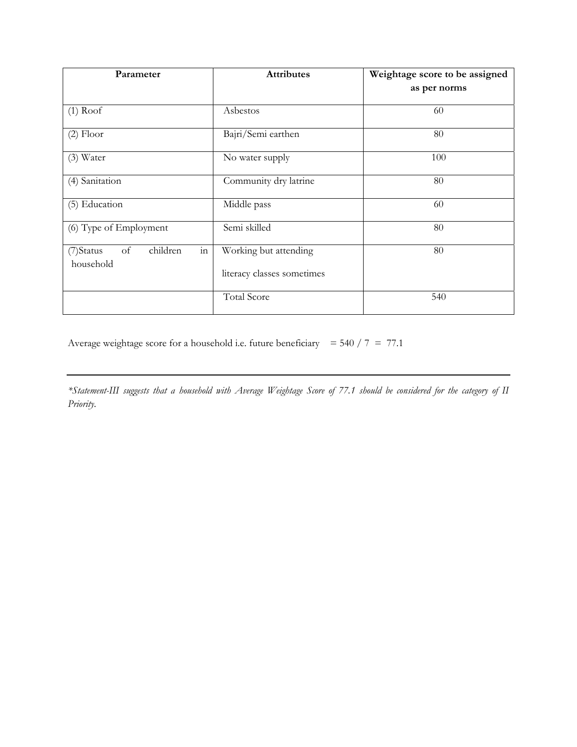| Parameter | Attributes | Weightage score to be assigned as per norms |
|---|---|---|
| (1) Roof | Asbestos | 60 |
| (2) Floor | Bajri/Semi earthen | 80 |
| (3) Water | No water supply | 100 |
| (4) Sanitation | Community dry latrine | 80 |
| (5) Education | Middle pass | 60 |
| (6) Type of Employment | Semi skilled | 80 |
| (7)Status of children in household | Working but attending literacy classes sometimes | 80 |
| | Total Score | 540 |

Average weightage score for a household i.e. future beneficiary = 540 / 7 = 77.1

---

*\*Statement-III suggests that a household with Average Weightage Score of 77.1 should be considered for the category of II Priority.*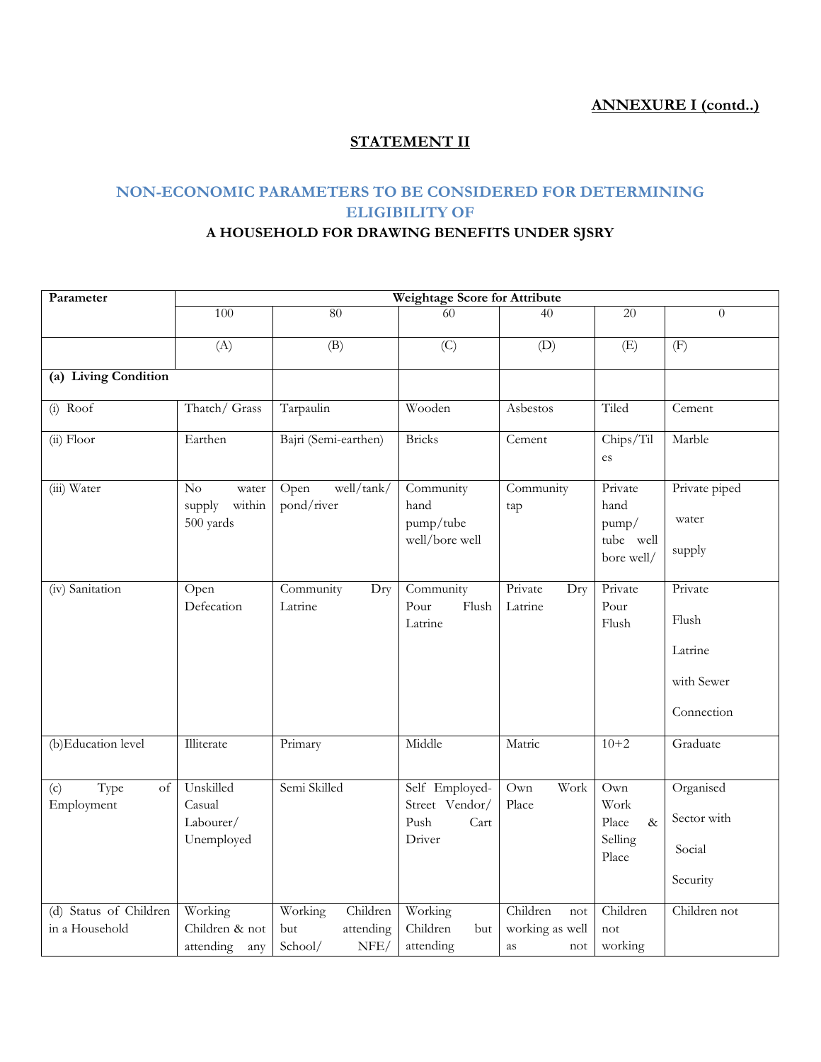**ANNEXURE I (contd..)**

**STATEMENT II**

## NON-ECONOMIC PARAMETERS TO BE CONSIDERED FOR DETERMINING ELIGIBILITY OF A HOUSEHOLD FOR DRAWING BENEFITS UNDER SJSRY

| Parameter | Weightage Score for Attribute | | | | | |
|---|---|---|---|---|---|---|
| | 100 | 80 | 60 | 40 | 20 | 0 |
| | (A) | (B) | (C) | (D) | (E) | (F) |
| **(a) Living Condition** | | | | | | |
| (i) Roof | Thatch/ Grass | Tarpaulin | Wooden | Asbestos | Tiled | Cement |
| (ii) Floor | Earthen | Bajri (Semi-earthen) | Bricks | Cement | Chips/Tiles | Marble |
| (iii) Water | No water supply within 500 yards | Open well/tank/ pond/river | Community hand pump/tube well/bore well | Community tap | Private hand pump/ tube well bore well/ | Private piped water supply |
| (iv) Sanitation | Open Defecation | Community Dry Latrine | Community Pour Flush Latrine | Private Dry Latrine | Private Pour Flush | Private Flush Latrine with Sewer Connection |
| (b)Education level | Illiterate | Primary | Middle | Matric | 10+2 | Graduate |
| (c) Type of Employment | Unskilled Casual Labourer/ Unemployed | Semi Skilled | Self Employed-Street Vendor/ Push Cart Driver | Own Work Place | Own Work Place & Selling Place | Organised Sector with Social Security |
| (d) Status of Children in a Household | Working Children & not attending any | Working Children but attending School/ NFE/ | Working Children but attending | Children not working as well as not | Children not working | Children not |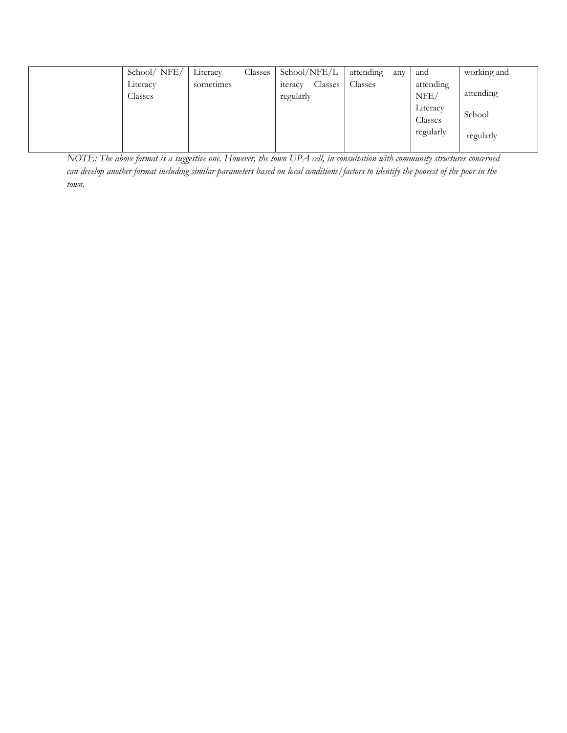| | School/ NFE/ Literacy Classes | Literacy Classes sometimes | School/NFE/Literacy Classes regularly | attending any Classes | and attending NFE/ Literacy Classes regularly | working and attending School regularly |
|---|---|---|---|---|---|---|

*NOTE: The above format is a suggestive one. However, the town UPA cell, in consultation with community structures concerned can develop another format including similar parameters based on local conditions/factors to identify the poorest of the poor in the town.*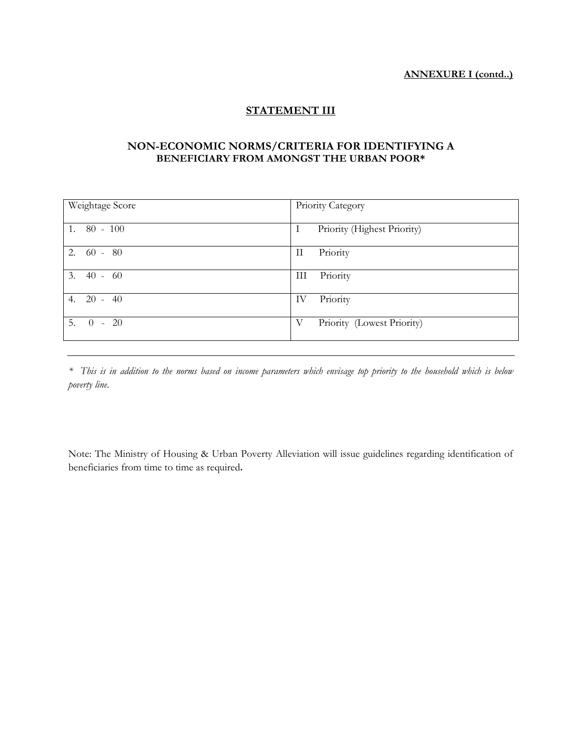**ANNEXURE I (contd..)**

## STATEMENT III

### NON-ECONOMIC NORMS/CRITERIA FOR IDENTIFYING A BENEFICIARY FROM AMONGST THE URBAN POOR*

| Weightage Score | Priority Category |
|---|---|
| 1. 80 - 100 | I Priority (Highest Priority) |
| 2. 60 - 80 | II Priority |
| 3. 40 - 60 | III Priority |
| 4. 20 - 40 | IV Priority |
| 5. 0 - 20 | V Priority (Lowest Priority) |

---

*\* This is in addition to the norms based on income parameters which envisage top priority to the household which is below poverty line.*

Note: The Ministry of Housing & Urban Poverty Alleviation will issue guidelines regarding identification of beneficiaries from time to time as required.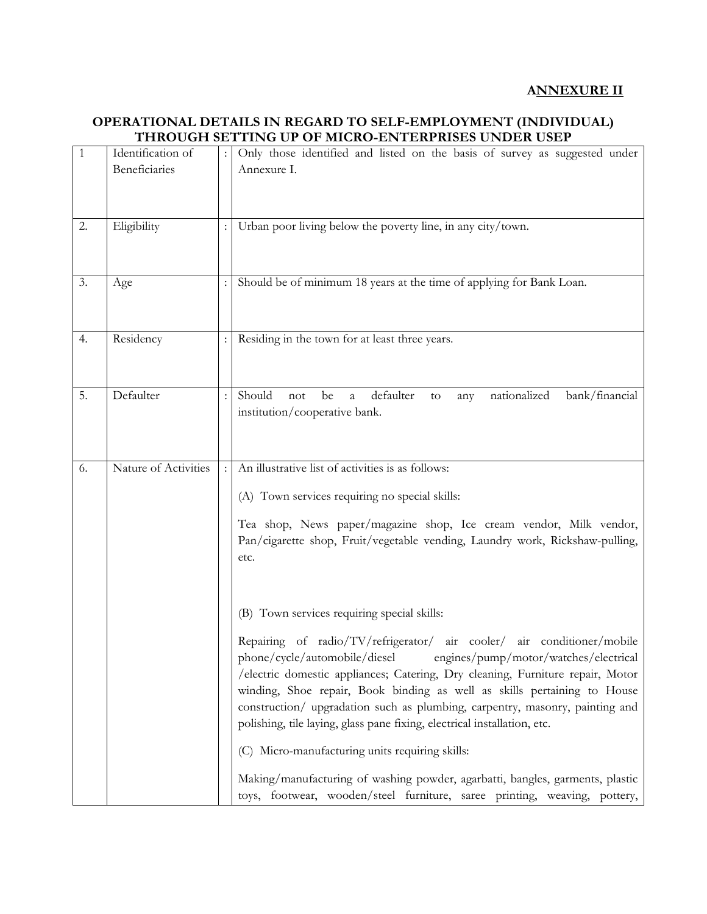**ANNEXURE II**

**OPERATIONAL DETAILS IN REGARD TO SELF-EMPLOYMENT (INDIVIDUAL) THROUGH SETTING UP OF MICRO-ENTERPRISES UNDER USEP**

| | | | |
|---|---|---|---|
| 1 | Identification of Beneficiaries | : | Only those identified and listed on the basis of survey as suggested under Annexure I. |
| 2. | Eligibility | : | Urban poor living below the poverty line, in any city/town. |
| 3. | Age | : | Should be of minimum 18 years at the time of applying for Bank Loan. |
| 4. | Residency | : | Residing in the town for at least three years. |
| 5. | Defaulter | : | Should not be a defaulter to any nationalized bank/financial institution/cooperative bank. |
| 6. | Nature of Activities | : | An illustrative list of activities is as follows:<br><br>(A) Town services requiring no special skills:<br><br>Tea shop, News paper/magazine shop, Ice cream vendor, Milk vendor, Pan/cigarette shop, Fruit/vegetable vending, Laundry work, Rickshaw-pulling, etc.<br><br>(B) Town services requiring special skills:<br><br>Repairing of radio/TV/refrigerator/ air cooler/ air conditioner/mobile phone/cycle/automobile/diesel engines/pump/motor/watches/electrical /electric domestic appliances; Catering, Dry cleaning, Furniture repair, Motor winding, Shoe repair, Book binding as well as skills pertaining to House construction/ upgradation such as plumbing, carpentry, masonry, painting and polishing, tile laying, glass pane fixing, electrical installation, etc.<br><br>(C) Micro-manufacturing units requiring skills:<br><br>Making/manufacturing of washing powder, agarbatti, bangles, garments, plastic toys, footwear, wooden/steel furniture, saree printing, weaving, pottery, |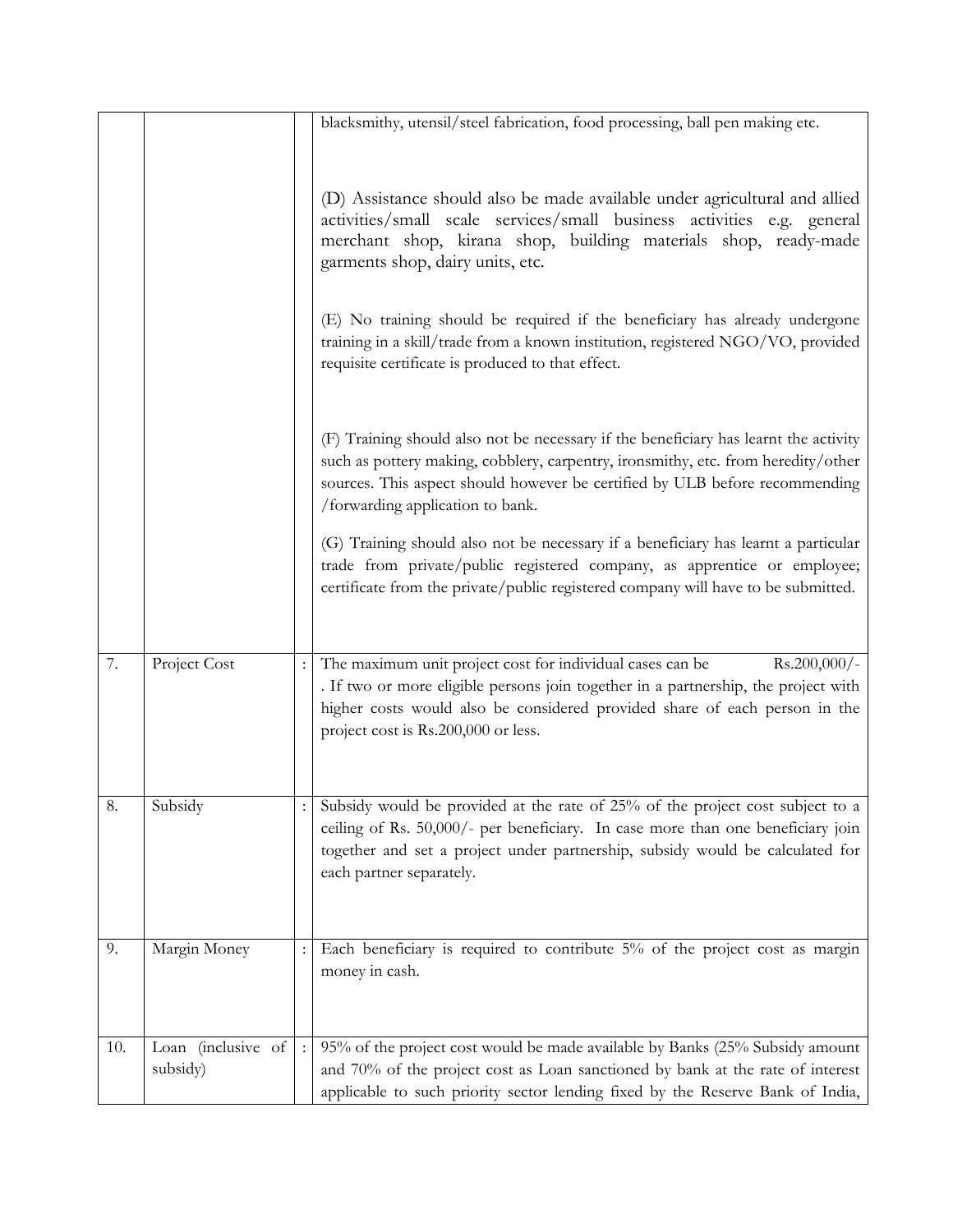| | | | |
|---|---|---|---|
| | | | blacksmithy, utensil/steel fabrication, food processing, ball pen making etc.<br><br>(D) Assistance should also be made available under agricultural and allied activities/small scale services/small business activities e.g. general merchant shop, kirana shop, building materials shop, ready-made garments shop, dairy units, etc.<br><br>(E) No training should be required if the beneficiary has already undergone training in a skill/trade from a known institution, registered NGO/VO, provided requisite certificate is produced to that effect.<br><br>(F) Training should also not be necessary if the beneficiary has learnt the activity such as pottery making, cobblery, carpentry, ironsmithy, etc. from heredity/other sources. This aspect should however be certified by ULB before recommending /forwarding application to bank.<br><br>(G) Training should also not be necessary if a beneficiary has learnt a particular trade from private/public registered company, as apprentice or employee; certificate from the private/public registered company will have to be submitted. |
| 7. | Project Cost | : | The maximum unit project cost for individual cases can be Rs.200,000/- . If two or more eligible persons join together in a partnership, the project with higher costs would also be considered provided share of each person in the project cost is Rs.200,000 or less. |
| 8. | Subsidy | : | Subsidy would be provided at the rate of 25% of the project cost subject to a ceiling of Rs. 50,000/- per beneficiary. In case more than one beneficiary join together and set a project under partnership, subsidy would be calculated for each partner separately. |
| 9. | Margin Money | : | Each beneficiary is required to contribute 5% of the project cost as margin money in cash. |
| 10. | Loan (inclusive of subsidy) | : | 95% of the project cost would be made available by Banks (25% Subsidy amount and 70% of the project cost as Loan sanctioned by bank at the rate of interest applicable to such priority sector lending fixed by the Reserve Bank of India, |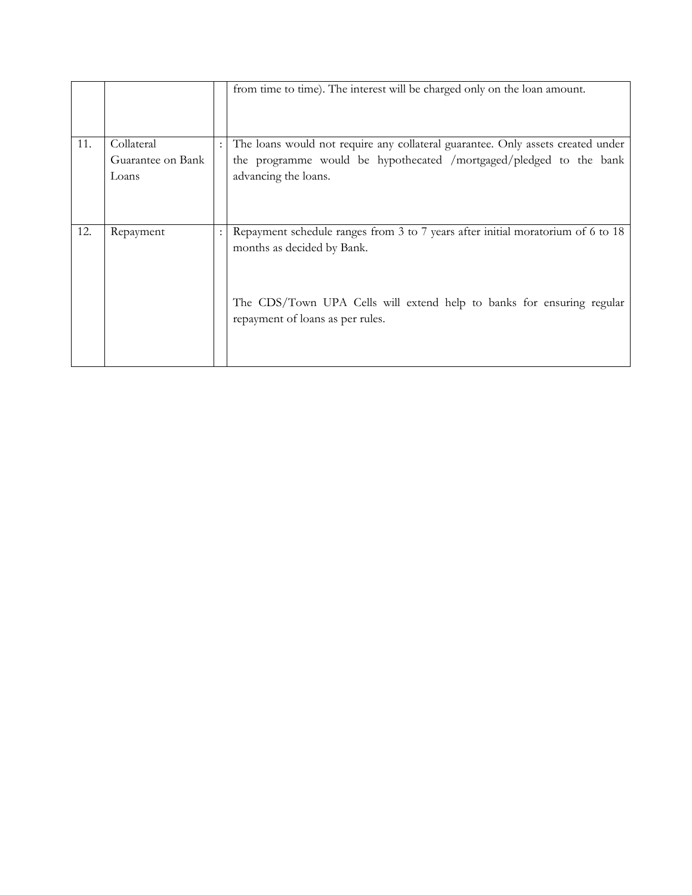|  |  |  |  |
|---|---|---|---|
|  |  |  | from time to time). The interest will be charged only on the loan amount. |
| 11. | Collateral Guarantee on Bank Loans | : | The loans would not require any collateral guarantee. Only assets created under the programme would be hypothecated /mortgaged/pledged to the bank advancing the loans. |
| 12. | Repayment | : | Repayment schedule ranges from 3 to 7 years after initial moratorium of 6 to 18 months as decided by Bank.<br><br>The CDS/Town UPA Cells will extend help to banks for ensuring regular repayment of loans as per rules. |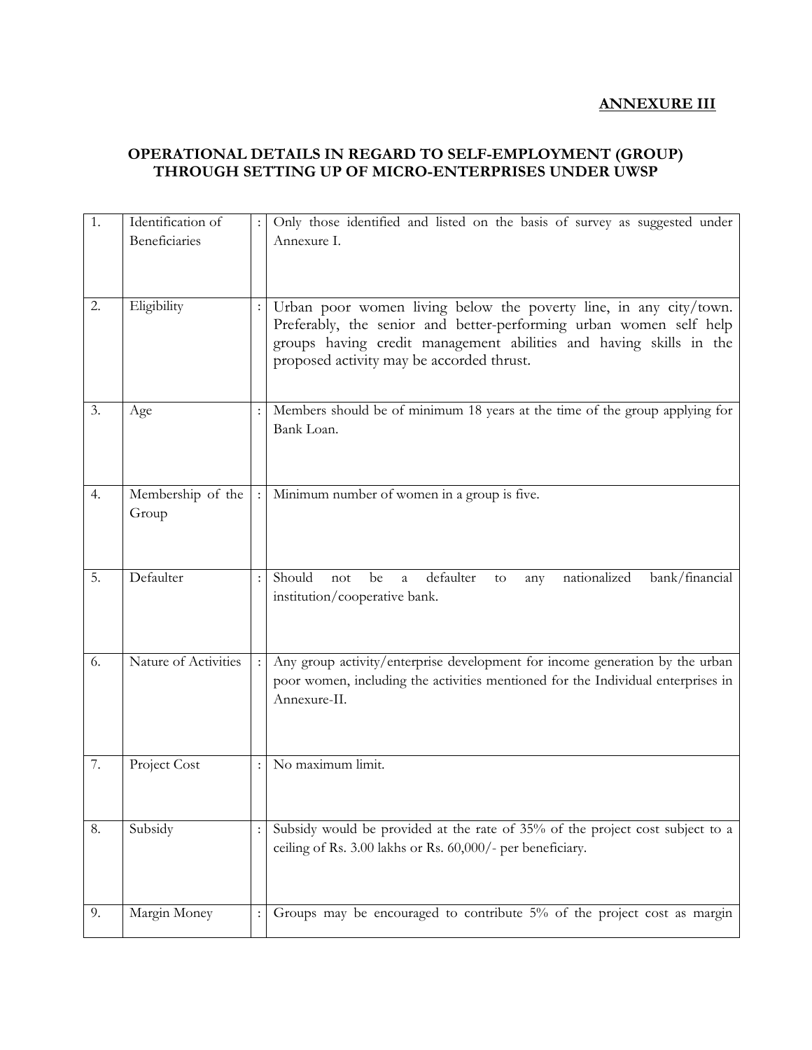**ANNEXURE III**

**OPERATIONAL DETAILS IN REGARD TO SELF-EMPLOYMENT (GROUP) THROUGH SETTING UP OF MICRO-ENTERPRISES UNDER UWSP**

| | | | |
|---|---|---|---|
| 1. | Identification of Beneficiaries | : | Only those identified and listed on the basis of survey as suggested under Annexure I. |
| 2. | Eligibility | : | Urban poor women living below the poverty line, in any city/town. Preferably, the senior and better-performing urban women self help groups having credit management abilities and having skills in the proposed activity may be accorded thrust. |
| 3. | Age | : | Members should be of minimum 18 years at the time of the group applying for Bank Loan. |
| 4. | Membership of the Group | : | Minimum number of women in a group is five. |
| 5. | Defaulter | : | Should not be a defaulter to any nationalized bank/financial institution/cooperative bank. |
| 6. | Nature of Activities | : | Any group activity/enterprise development for income generation by the urban poor women, including the activities mentioned for the Individual enterprises in Annexure-II. |
| 7. | Project Cost | : | No maximum limit. |
| 8. | Subsidy | : | Subsidy would be provided at the rate of 35% of the project cost subject to a ceiling of Rs. 3.00 lakhs or Rs. 60,000/- per beneficiary. |
| 9. | Margin Money | : | Groups may be encouraged to contribute 5% of the project cost as margin |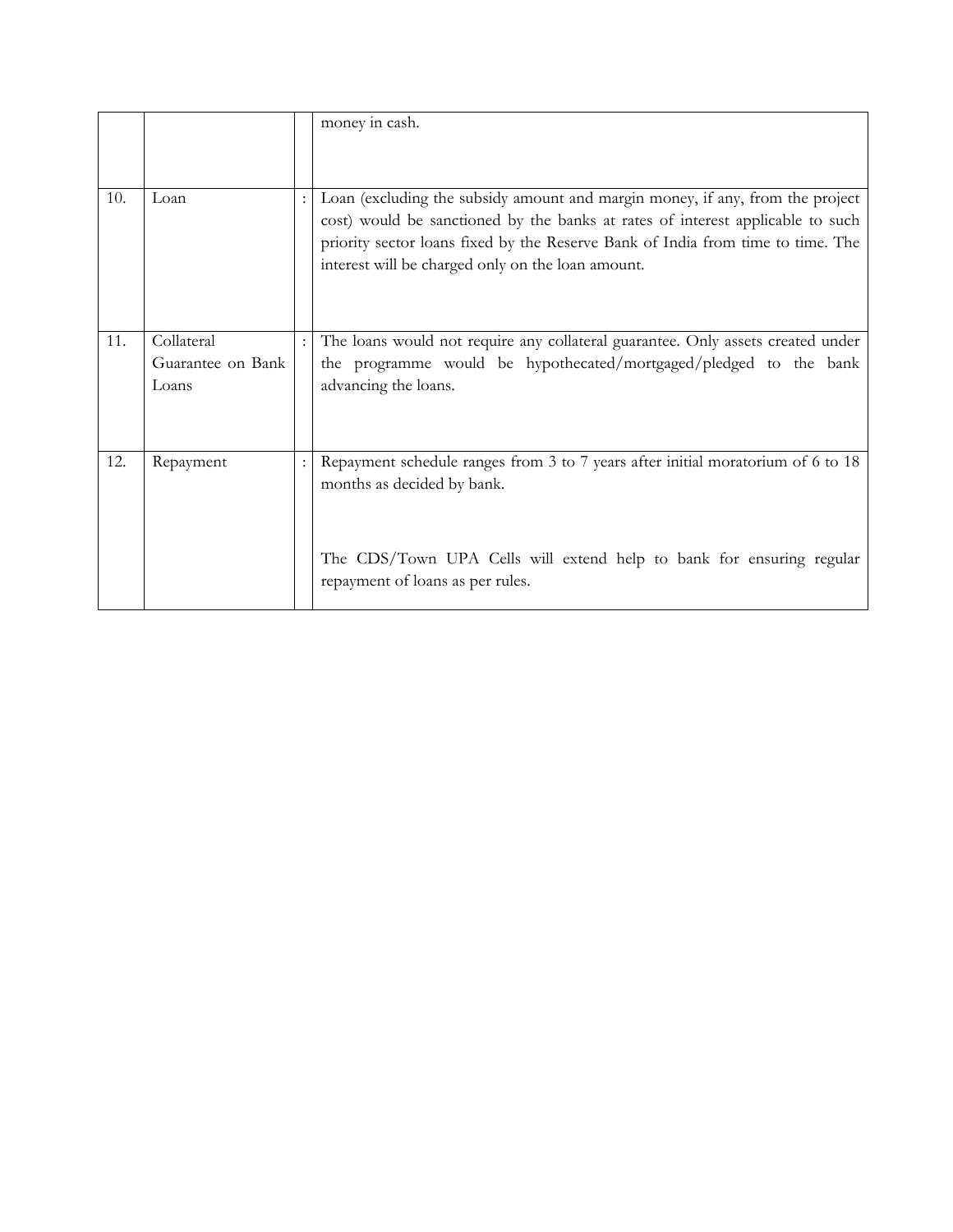| | | | |
|---|---|---|---|
| | | | money in cash. |
| 10. | Loan | : | Loan (excluding the subsidy amount and margin money, if any, from the project cost) would be sanctioned by the banks at rates of interest applicable to such priority sector loans fixed by the Reserve Bank of India from time to time. The interest will be charged only on the loan amount. |
| 11. | Collateral Guarantee on Bank Loans | : | The loans would not require any collateral guarantee. Only assets created under the programme would be hypothecated/mortgaged/pledged to the bank advancing the loans. |
| 12. | Repayment | : | Repayment schedule ranges from 3 to 7 years after initial moratorium of 6 to 18 months as decided by bank.<br><br>The CDS/Town UPA Cells will extend help to bank for ensuring regular repayment of loans as per rules. |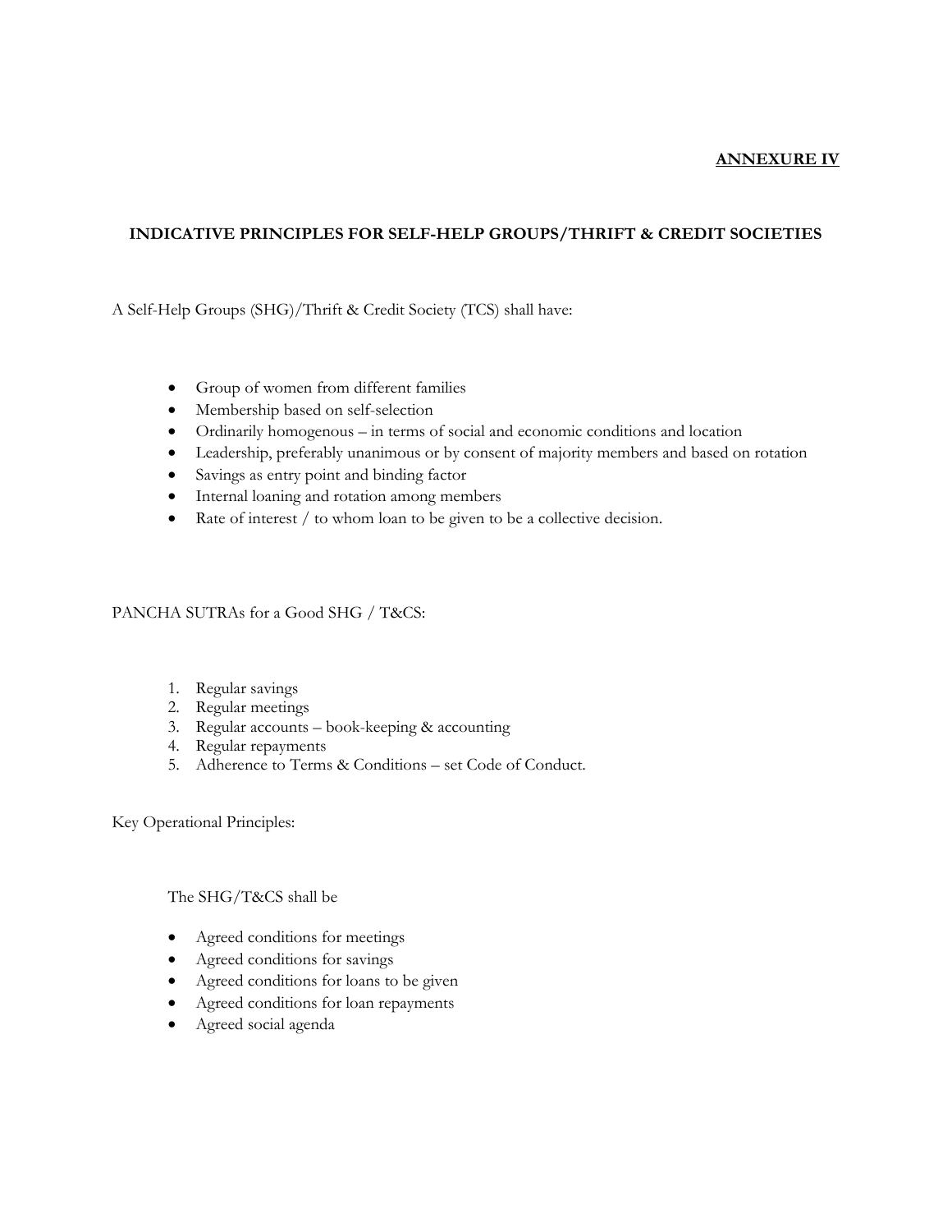**ANNEXURE IV**

**INDICATIVE PRINCIPLES FOR SELF-HELP GROUPS/THRIFT & CREDIT SOCIETIES**

A Self-Help Groups (SHG)/Thrift & Credit Society (TCS) shall have:

- Group of women from different families
- Membership based on self-selection
- Ordinarily homogenous – in terms of social and economic conditions and location
- Leadership, preferably unanimous or by consent of majority members and based on rotation
- Savings as entry point and binding factor
- Internal loaning and rotation among members
- Rate of interest / to whom loan to be given to be a collective decision.

PANCHA SUTRAs for a Good SHG / T&CS:

1. Regular savings
2. Regular meetings
3. Regular accounts – book-keeping & accounting
4. Regular repayments
5. Adherence to Terms & Conditions – set Code of Conduct.

Key Operational Principles:

The SHG/T&CS shall be

- Agreed conditions for meetings
- Agreed conditions for savings
- Agreed conditions for loans to be given
- Agreed conditions for loan repayments
- Agreed social agenda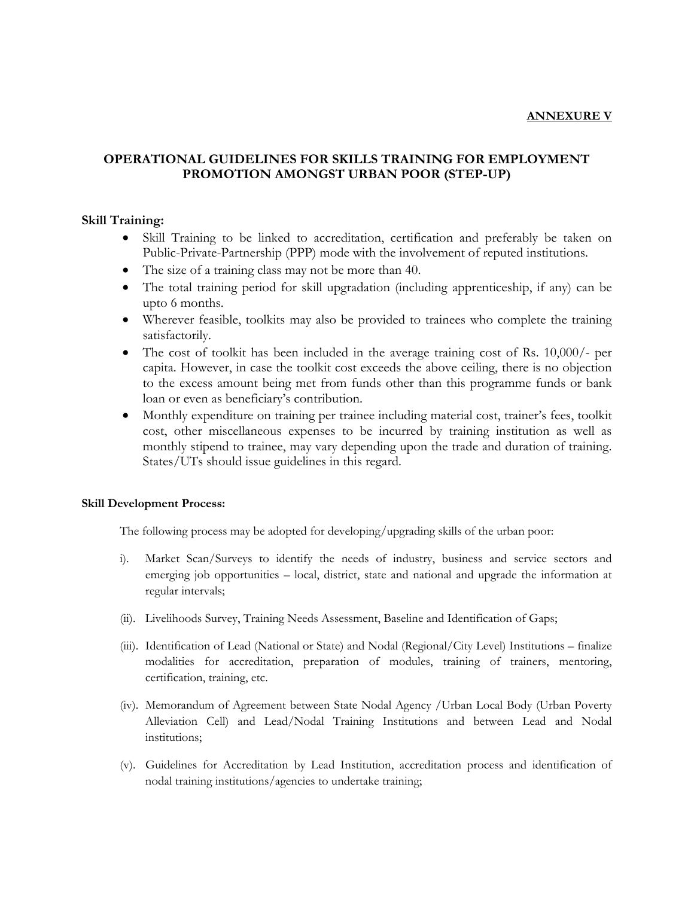**ANNEXURE V**

# OPERATIONAL GUIDELINES FOR SKILLS TRAINING FOR EMPLOYMENT PROMOTION AMONGST URBAN POOR (STEP-UP)

## Skill Training:

- Skill Training to be linked to accreditation, certification and preferably be taken on Public-Private-Partnership (PPP) mode with the involvement of reputed institutions.
- The size of a training class may not be more than 40.
- The total training period for skill upgradation (including apprenticeship, if any) can be upto 6 months.
- Wherever feasible, toolkits may also be provided to trainees who complete the training satisfactorily.
- The cost of toolkit has been included in the average training cost of Rs. 10,000/- per capita. However, in case the toolkit cost exceeds the above ceiling, there is no objection to the excess amount being met from funds other than this programme funds or bank loan or even as beneficiary's contribution.
- Monthly expenditure on training per trainee including material cost, trainer's fees, toolkit cost, other miscellaneous expenses to be incurred by training institution as well as monthly stipend to trainee, may vary depending upon the trade and duration of training. States/UTs should issue guidelines in this regard.

### Skill Development Process:

The following process may be adopted for developing/upgrading skills of the urban poor:

i). Market Scan/Surveys to identify the needs of industry, business and service sectors and emerging job opportunities – local, district, state and national and upgrade the information at regular intervals;

(ii). Livelihoods Survey, Training Needs Assessment, Baseline and Identification of Gaps;

(iii). Identification of Lead (National or State) and Nodal (Regional/City Level) Institutions – finalize modalities for accreditation, preparation of modules, training of trainers, mentoring, certification, training, etc.

(iv). Memorandum of Agreement between State Nodal Agency /Urban Local Body (Urban Poverty Alleviation Cell) and Lead/Nodal Training Institutions and between Lead and Nodal institutions;

(v). Guidelines for Accreditation by Lead Institution, accreditation process and identification of nodal training institutions/agencies to undertake training;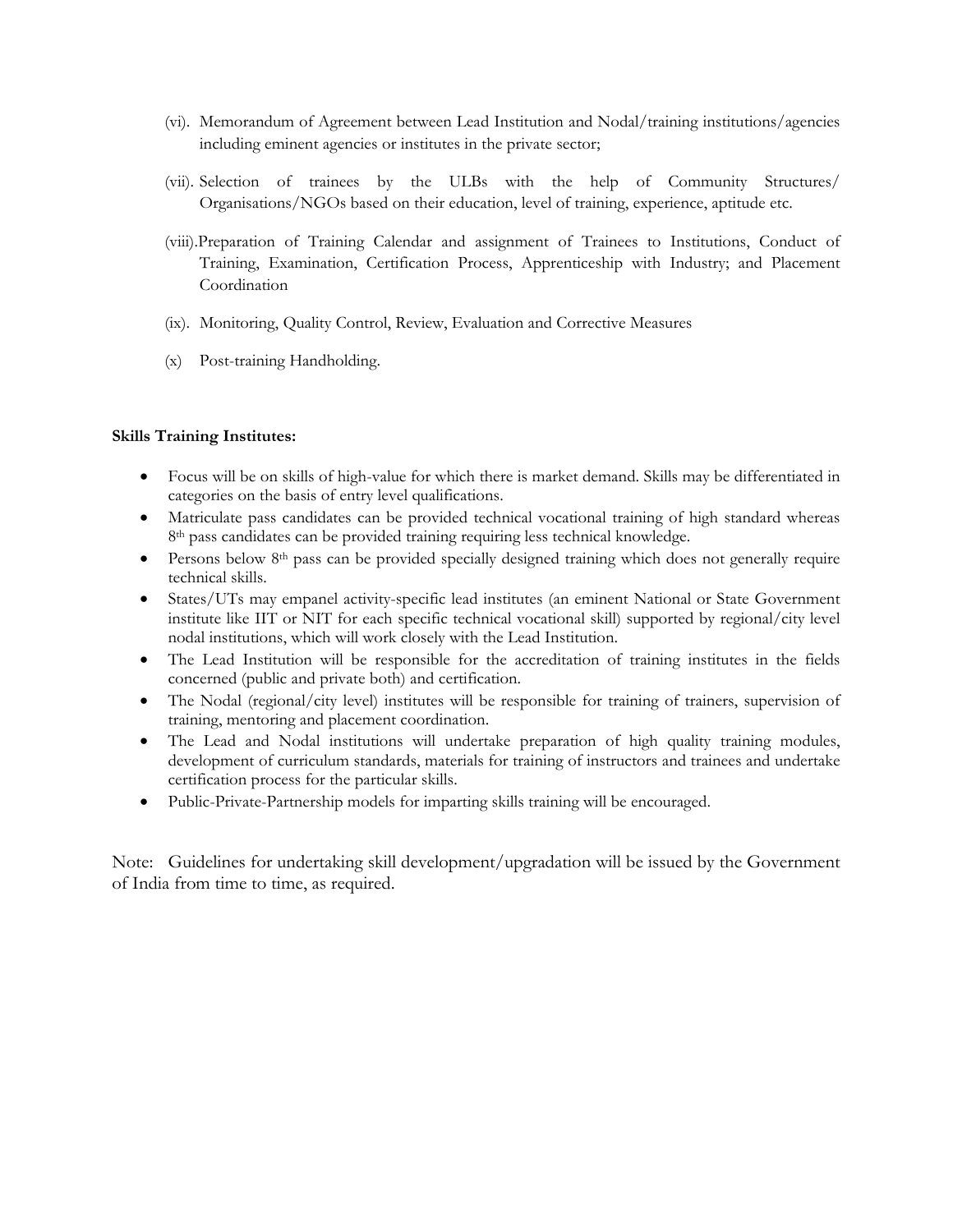(vi). Memorandum of Agreement between Lead Institution and Nodal/training institutions/agencies including eminent agencies or institutes in the private sector;

(vii). Selection of trainees by the ULBs with the help of Community Structures/ Organisations/NGOs based on their education, level of training, experience, aptitude etc.

(viii). Preparation of Training Calendar and assignment of Trainees to Institutions, Conduct of Training, Examination, Certification Process, Apprenticeship with Industry; and Placement Coordination

(ix). Monitoring, Quality Control, Review, Evaluation and Corrective Measures

(x) Post-training Handholding.

**Skills Training Institutes:**

- Focus will be on skills of high-value for which there is market demand. Skills may be differentiated in categories on the basis of entry level qualifications.
- Matriculate pass candidates can be provided technical vocational training of high standard whereas 8th pass candidates can be provided training requiring less technical knowledge.
- Persons below 8th pass can be provided specially designed training which does not generally require technical skills.
- States/UTs may empanel activity-specific lead institutes (an eminent National or State Government institute like IIT or NIT for each specific technical vocational skill) supported by regional/city level nodal institutions, which will work closely with the Lead Institution.
- The Lead Institution will be responsible for the accreditation of training institutes in the fields concerned (public and private both) and certification.
- The Nodal (regional/city level) institutes will be responsible for training of trainers, supervision of training, mentoring and placement coordination.
- The Lead and Nodal institutions will undertake preparation of high quality training modules, development of curriculum standards, materials for training of instructors and trainees and undertake certification process for the particular skills.
- Public-Private-Partnership models for imparting skills training will be encouraged.

Note: Guidelines for undertaking skill development/upgradation will be issued by the Government of India from time to time, as required.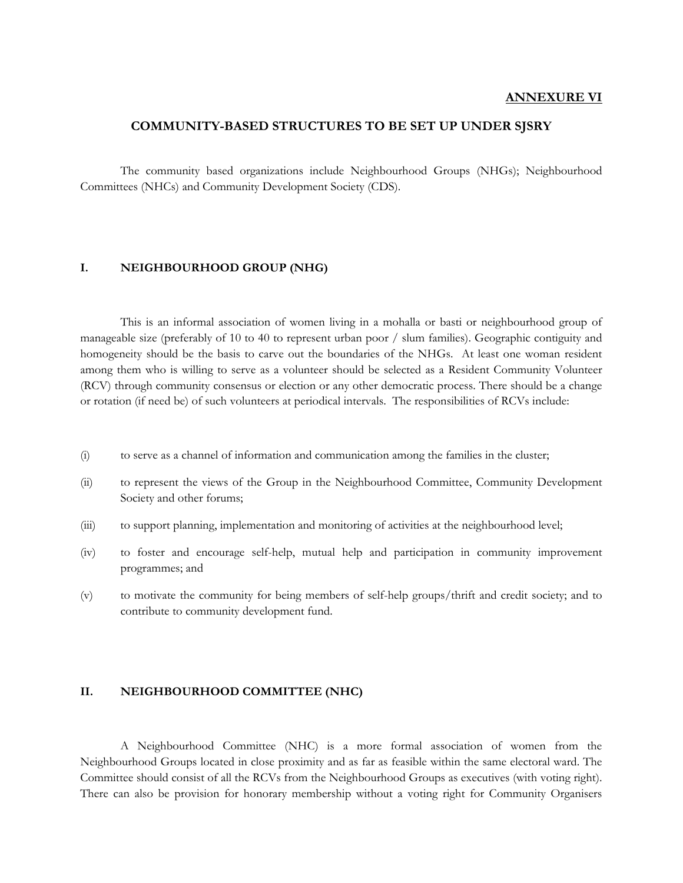**ANNEXURE VI**

## COMMUNITY-BASED STRUCTURES TO BE SET UP UNDER SJSRY

The community based organizations include Neighbourhood Groups (NHGs); Neighbourhood Committees (NHCs) and Community Development Society (CDS).

### I. NEIGHBOURHOOD GROUP (NHG)

This is an informal association of women living in a mohalla or basti or neighbourhood group of manageable size (preferably of 10 to 40 to represent urban poor / slum families). Geographic contiguity and homogeneity should be the basis to carve out the boundaries of the NHGs. At least one woman resident among them who is willing to serve as a volunteer should be selected as a Resident Community Volunteer (RCV) through community consensus or election or any other democratic process. There should be a change or rotation (if need be) of such volunteers at periodical intervals. The responsibilities of RCVs include:

(i) to serve as a channel of information and communication among the families in the cluster;

(ii) to represent the views of the Group in the Neighbourhood Committee, Community Development Society and other forums;

(iii) to support planning, implementation and monitoring of activities at the neighbourhood level;

(iv) to foster and encourage self-help, mutual help and participation in community improvement programmes; and

(v) to motivate the community for being members of self-help groups/thrift and credit society; and to contribute to community development fund.

### II. NEIGHBOURHOOD COMMITTEE (NHC)

A Neighbourhood Committee (NHC) is a more formal association of women from the Neighbourhood Groups located in close proximity and as far as feasible within the same electoral ward. The Committee should consist of all the RCVs from the Neighbourhood Groups as executives (with voting right). There can also be provision for honorary membership without a voting right for Community Organisers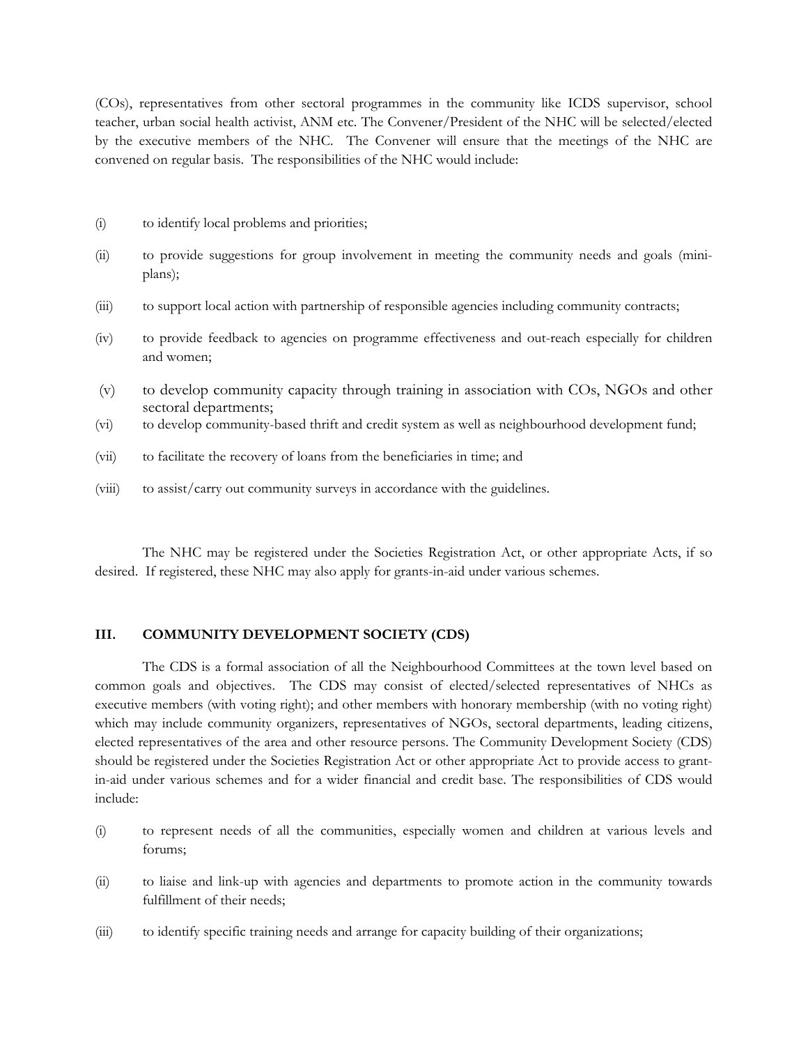(COs), representatives from other sectoral programmes in the community like ICDS supervisor, school teacher, urban social health activist, ANM etc. The Convener/President of the NHC will be selected/elected by the executive members of the NHC. The Convener will ensure that the meetings of the NHC are convened on regular basis. The responsibilities of the NHC would include:

(i) to identify local problems and priorities;

(ii) to provide suggestions for group involvement in meeting the community needs and goals (mini-plans);

(iii) to support local action with partnership of responsible agencies including community contracts;

(iv) to provide feedback to agencies on programme effectiveness and out-reach especially for children and women;

(v) to develop community capacity through training in association with COs, NGOs and other sectoral departments;

(vi) to develop community-based thrift and credit system as well as neighbourhood development fund;

(vii) to facilitate the recovery of loans from the beneficiaries in time; and

(viii) to assist/carry out community surveys in accordance with the guidelines.

The NHC may be registered under the Societies Registration Act, or other appropriate Acts, if so desired. If registered, these NHC may also apply for grants-in-aid under various schemes.

## III. COMMUNITY DEVELOPMENT SOCIETY (CDS)

The CDS is a formal association of all the Neighbourhood Committees at the town level based on common goals and objectives. The CDS may consist of elected/selected representatives of NHCs as executive members (with voting right); and other members with honorary membership (with no voting right) which may include community organizers, representatives of NGOs, sectoral departments, leading citizens, elected representatives of the area and other resource persons. The Community Development Society (CDS) should be registered under the Societies Registration Act or other appropriate Act to provide access to grant-in-aid under various schemes and for a wider financial and credit base. The responsibilities of CDS would include:

(i) to represent needs of all the communities, especially women and children at various levels and forums;

(ii) to liaise and link-up with agencies and departments to promote action in the community towards fulfillment of their needs;

(iii) to identify specific training needs and arrange for capacity building of their organizations;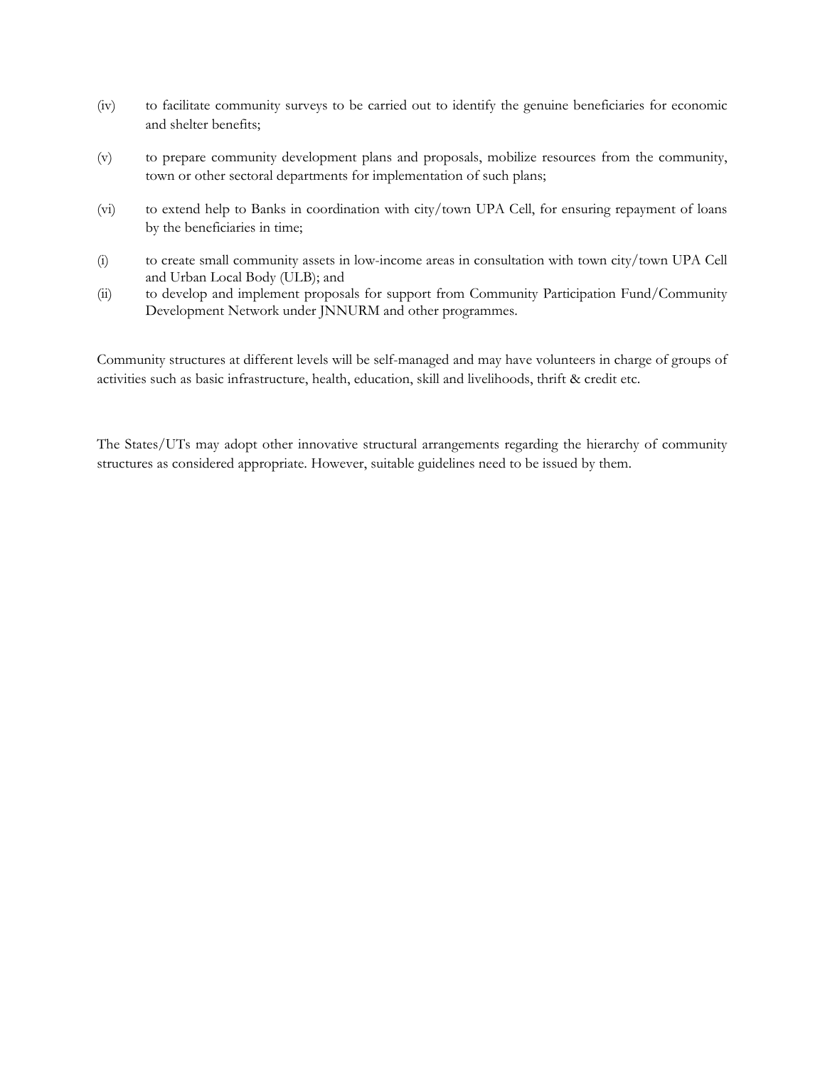(iv) to facilitate community surveys to be carried out to identify the genuine beneficiaries for economic and shelter benefits;

(v) to prepare community development plans and proposals, mobilize resources from the community, town or other sectoral departments for implementation of such plans;

(vi) to extend help to Banks in coordination with city/town UPA Cell, for ensuring repayment of loans by the beneficiaries in time;

(i) to create small community assets in low-income areas in consultation with town city/town UPA Cell and Urban Local Body (ULB); and

(ii) to develop and implement proposals for support from Community Participation Fund/Community Development Network under JNNURM and other programmes.

Community structures at different levels will be self-managed and may have volunteers in charge of groups of activities such as basic infrastructure, health, education, skill and livelihoods, thrift & credit etc.

The States/UTs may adopt other innovative structural arrangements regarding the hierarchy of community structures as considered appropriate. However, suitable guidelines need to be issued by them.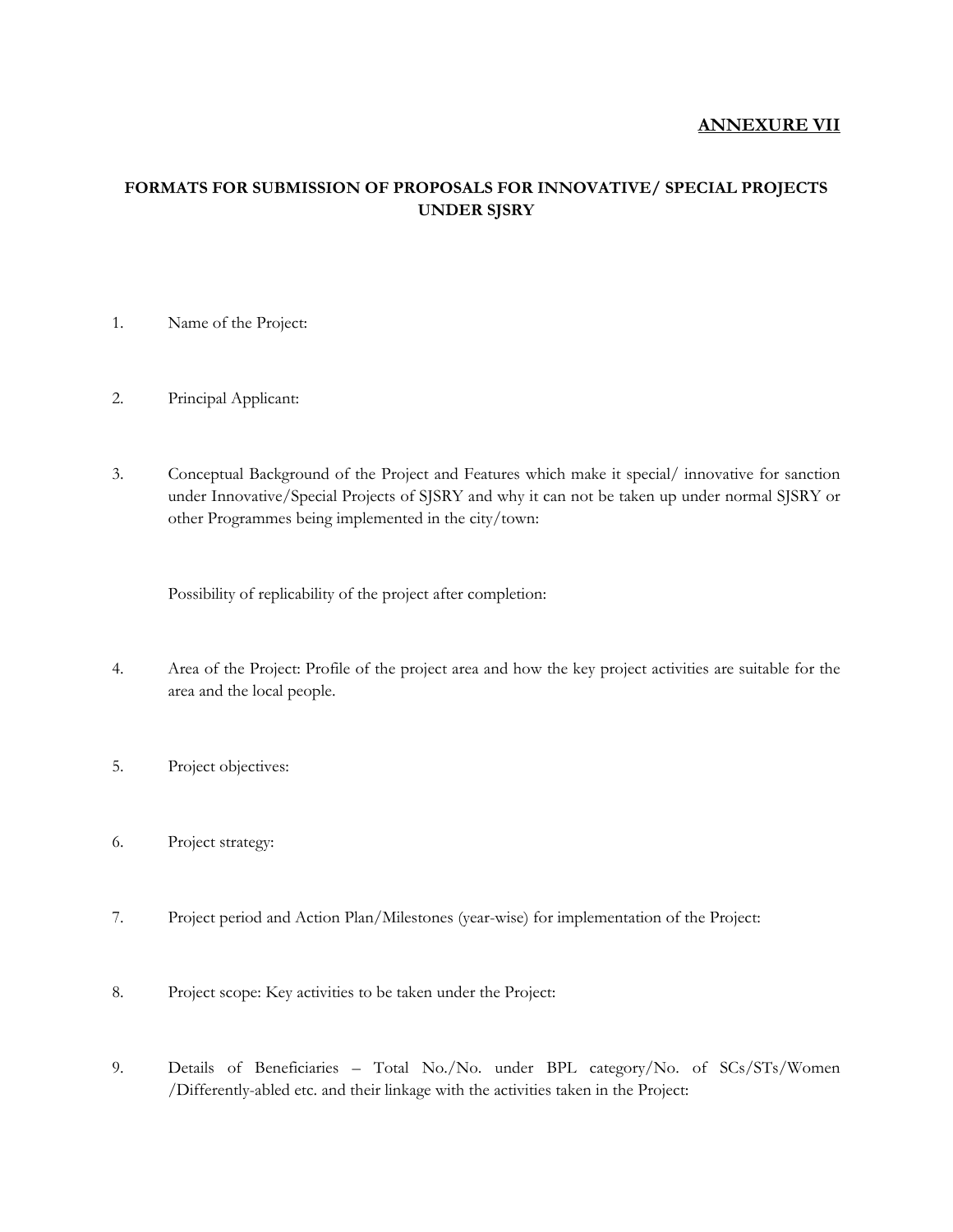**ANNEXURE VII**

**FORMATS FOR SUBMISSION OF PROPOSALS FOR INNOVATIVE/ SPECIAL PROJECTS UNDER SJSRY**

1. Name of the Project:

2. Principal Applicant:

3. Conceptual Background of the Project and Features which make it special/ innovative for sanction under Innovative/Special Projects of SJSRY and why it can not be taken up under normal SJSRY or other Programmes being implemented in the city/town:

   Possibility of replicability of the project after completion:

4. Area of the Project: Profile of the project area and how the key project activities are suitable for the area and the local people.

5. Project objectives:

6. Project strategy:

7. Project period and Action Plan/Milestones (year-wise) for implementation of the Project:

8. Project scope: Key activities to be taken under the Project:

9. Details of Beneficiaries – Total No./No. under BPL category/No. of SCs/STs/Women /Differently-abled etc. and their linkage with the activities taken in the Project: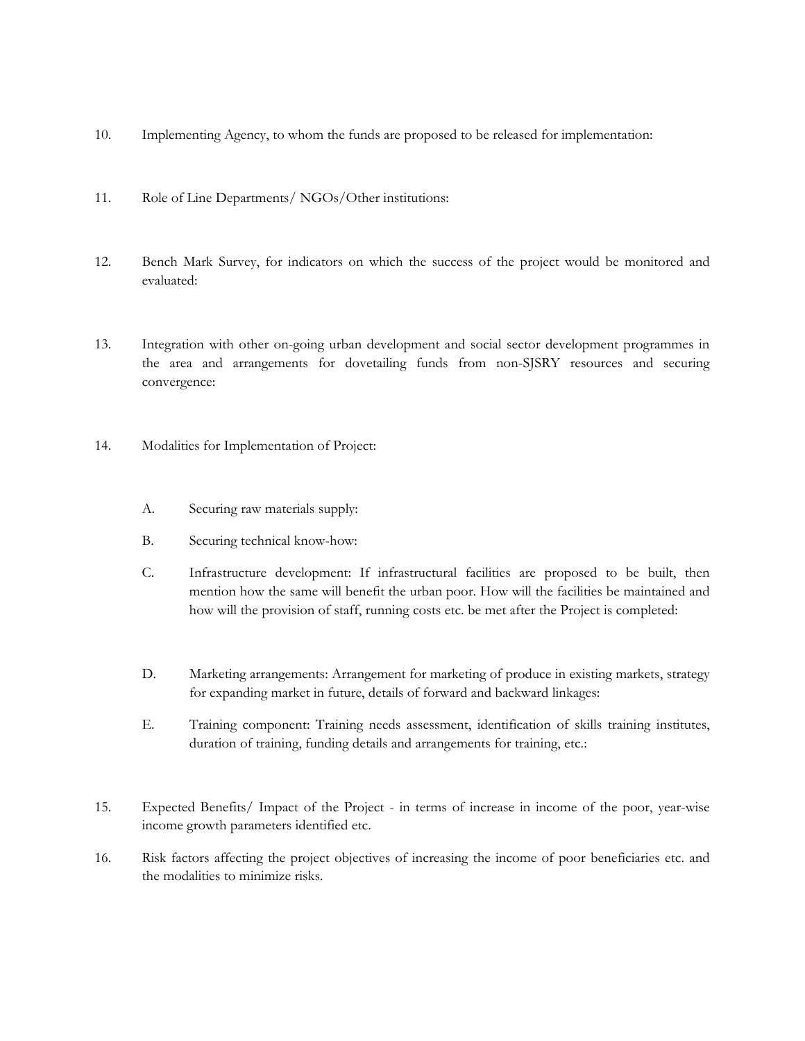10. Implementing Agency, to whom the funds are proposed to be released for implementation:

11. Role of Line Departments/ NGOs/Other institutions:

12. Bench Mark Survey, for indicators on which the success of the project would be monitored and evaluated:

13. Integration with other on-going urban development and social sector development programmes in the area and arrangements for dovetailing funds from non-SJSRY resources and securing convergence:

14. Modalities for Implementation of Project:

    A. Securing raw materials supply:

    B. Securing technical know-how:

    C. Infrastructure development: If infrastructural facilities are proposed to be built, then mention how the same will benefit the urban poor. How will the facilities be maintained and how will the provision of staff, running costs etc. be met after the Project is completed:

    D. Marketing arrangements: Arrangement for marketing of produce in existing markets, strategy for expanding market in future, details of forward and backward linkages:

    E. Training component: Training needs assessment, identification of skills training institutes, duration of training, funding details and arrangements for training, etc.:

15. Expected Benefits/ Impact of the Project - in terms of increase in income of the poor, year-wise income growth parameters identified etc.

16. Risk factors affecting the project objectives of increasing the income of poor beneficiaries etc. and the modalities to minimize risks.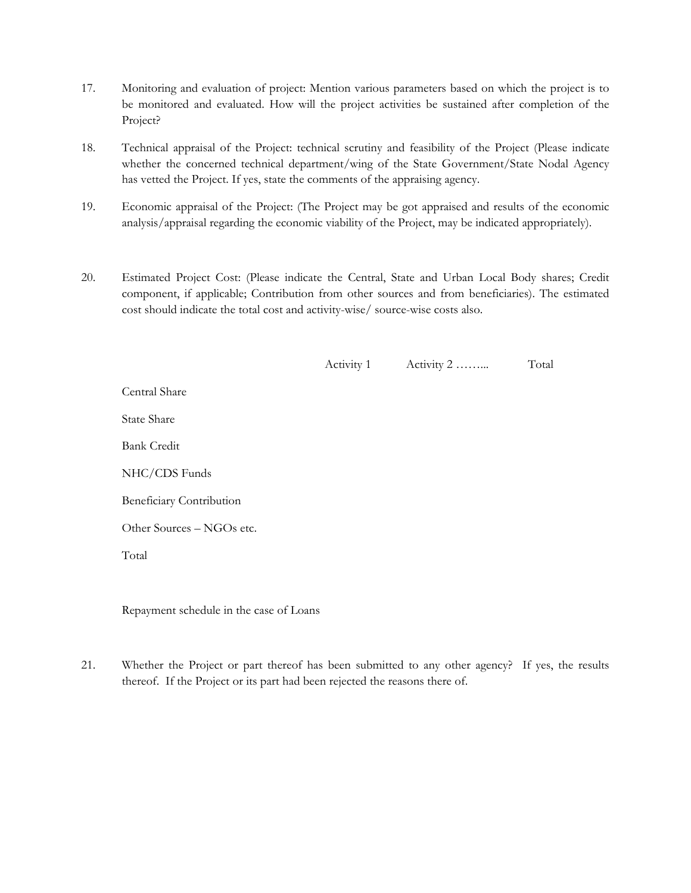17. Monitoring and evaluation of project: Mention various parameters based on which the project is to be monitored and evaluated. How will the project activities be sustained after completion of the Project?

18. Technical appraisal of the Project: technical scrutiny and feasibility of the Project (Please indicate whether the concerned technical department/wing of the State Government/State Nodal Agency has vetted the Project. If yes, state the comments of the appraising agency.

19. Economic appraisal of the Project: (The Project may be got appraised and results of the economic analysis/appraisal regarding the economic viability of the Project, may be indicated appropriately).

20. Estimated Project Cost: (Please indicate the Central, State and Urban Local Body shares; Credit component, if applicable; Contribution from other sources and from beneficiaries). The estimated cost should indicate the total cost and activity-wise/ source-wise costs also.

| | Activity 1 | Activity 2 …….. | Total |
|---|---|---|---|
| Central Share | | | |
| State Share | | | |
| Bank Credit | | | |
| NHC/CDS Funds | | | |
| Beneficiary Contribution | | | |
| Other Sources – NGOs etc. | | | |
| Total | | | |

Repayment schedule in the case of Loans

21. Whether the Project or part thereof has been submitted to any other agency? If yes, the results thereof. If the Project or its part had been rejected the reasons there of.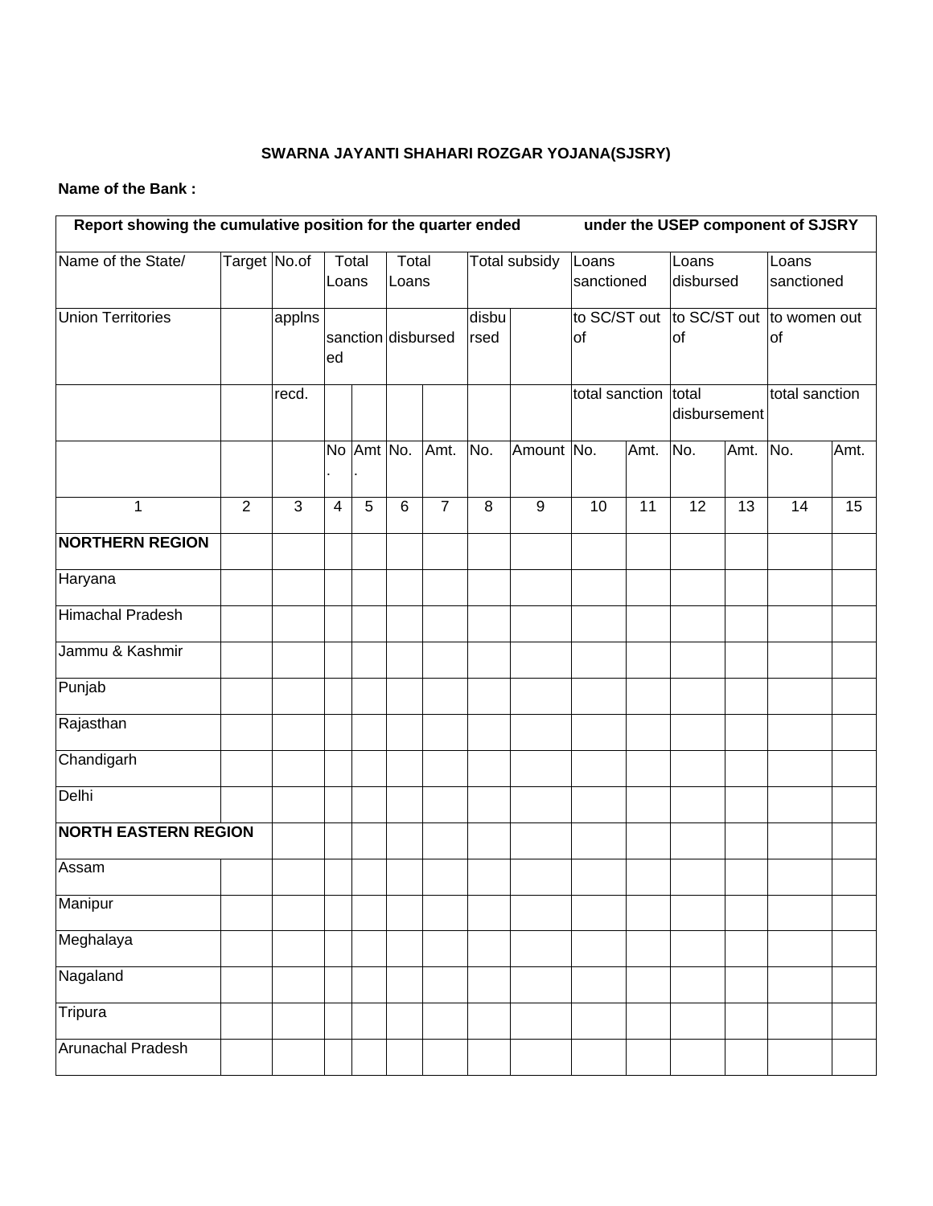**SWARNA JAYANTI SHAHARI ROZGAR YOJANA(SJSRY)**

**Name of the Bank :**

**Report showing the cumulative position for the quarter ended under the USEP component of SJSRY**

| Name of the State/ Union Territories | Target | No.of applns recd. | Total Loans sanctioned | | Total Loans disbursed | | Total subsidy disbursed | | Loans sanctioned to SC/ST out of total sanction | | Loans disbursed to SC/ST out of total disbursement | | Loans sanctioned to women out of total sanction | |
|---|---|---|---|---|---|---|---|---|---|---|---|---|---|---|
| | | | No. | Amt. | No. | Amt. | No. | Amount | No. | Amt. | No. | Amt. | No. | Amt. |
| 1 | 2 | 3 | 4 | 5 | 6 | 7 | 8 | 9 | 10 | 11 | 12 | 13 | 14 | 15 |
| **NORTHERN REGION** | | | | | | | | | | | | | | |
| Haryana | | | | | | | | | | | | | | |
| Himachal Pradesh | | | | | | | | | | | | | | |
| Jammu & Kashmir | | | | | | | | | | | | | | |
| Punjab | | | | | | | | | | | | | | |
| Rajasthan | | | | | | | | | | | | | | |
| Chandigarh | | | | | | | | | | | | | | |
| Delhi | | | | | | | | | | | | | | |
| **NORTH EASTERN REGION** | | | | | | | | | | | | | | |
| Assam | | | | | | | | | | | | | | |
| Manipur | | | | | | | | | | | | | | |
| Meghalaya | | | | | | | | | | | | | | |
| Nagaland | | | | | | | | | | | | | | |
| Tripura | | | | | | | | | | | | | | |
| Arunachal Pradesh | | | | | | | | | | | | | | |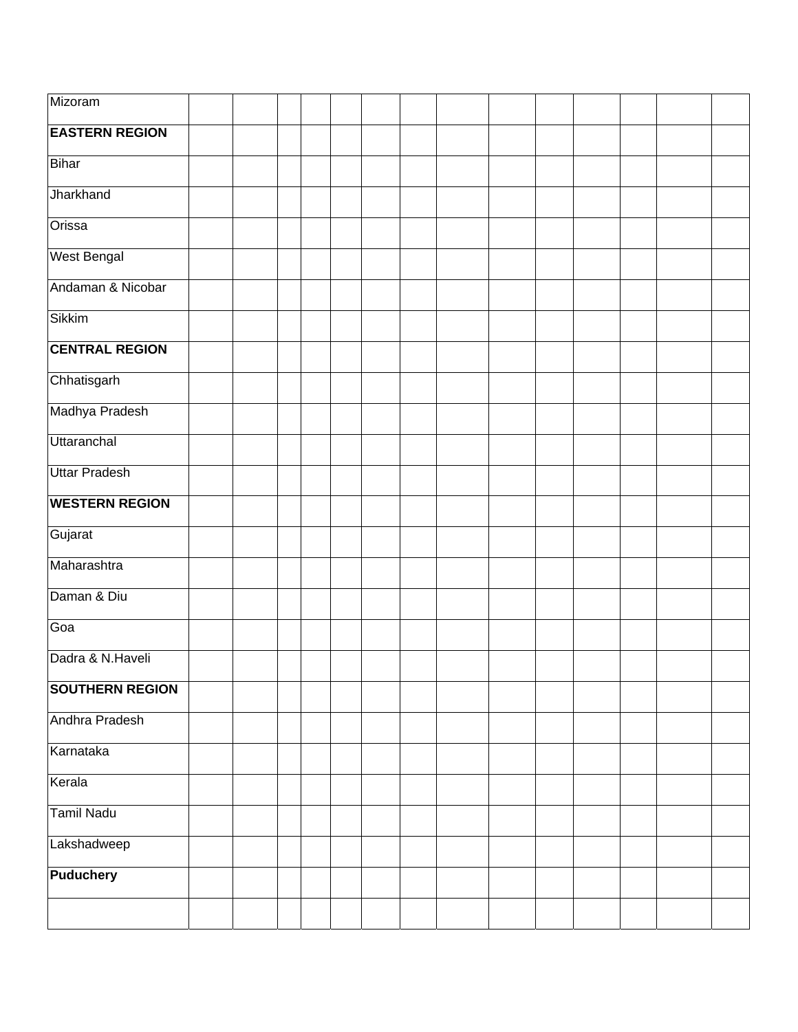| | | | | | | | | | | | | | | |
|---|---|---|---|---|---|---|---|---|---|---|---|---|---|---|
| Mizoram | | | | | | | | | | | | | | |
| **EASTERN REGION** | | | | | | | | | | | | | | |
| Bihar | | | | | | | | | | | | | | |
| Jharkhand | | | | | | | | | | | | | | |
| Orissa | | | | | | | | | | | | | | |
| West Bengal | | | | | | | | | | | | | | |
| Andaman & Nicobar | | | | | | | | | | | | | | |
| Sikkim | | | | | | | | | | | | | | |
| **CENTRAL REGION** | | | | | | | | | | | | | | |
| Chhatisgarh | | | | | | | | | | | | | | |
| Madhya Pradesh | | | | | | | | | | | | | | |
| Uttaranchal | | | | | | | | | | | | | | |
| Uttar Pradesh | | | | | | | | | | | | | | |
| **WESTERN REGION** | | | | | | | | | | | | | | |
| Gujarat | | | | | | | | | | | | | | |
| Maharashtra | | | | | | | | | | | | | | |
| Daman & Diu | | | | | | | | | | | | | | |
| Goa | | | | | | | | | | | | | | |
| Dadra & N.Haveli | | | | | | | | | | | | | | |
| **SOUTHERN REGION** | | | | | | | | | | | | | | |
| Andhra Pradesh | | | | | | | | | | | | | | |
| Karnataka | | | | | | | | | | | | | | |
| Kerala | | | | | | | | | | | | | | |
| Tamil Nadu | | | | | | | | | | | | | | |
| Lakshadweep | | | | | | | | | | | | | | |
| **Puduchery** | | | | | | | | | | | | | | |
| | | | | | | | | | | | | | | |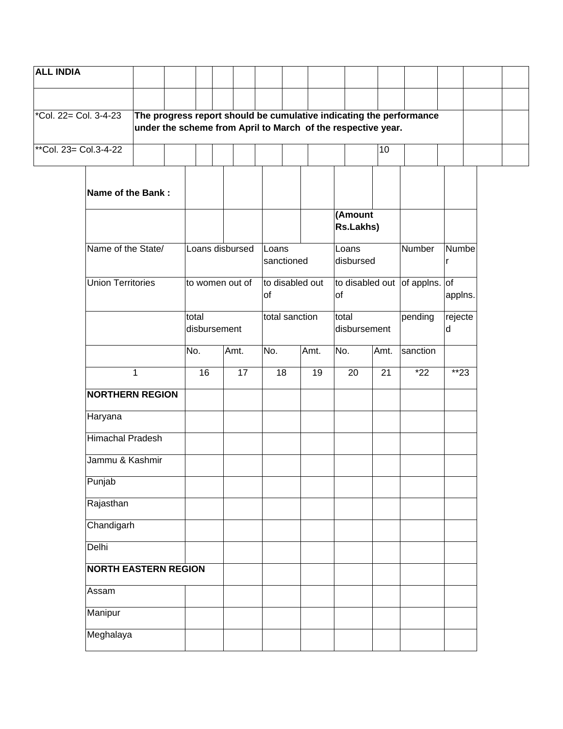| ALL INDIA | | | | | | | | | | | | | | |
|---|---|---|---|---|---|---|---|---|---|---|---|---|---|---|
| | | | | | | | | | | | | | | |
| *Col. 22= Col. 3-4-23 | **The progress report should be cumulative indicating the performance under the scheme from April to March of the respective year.** | | | | | | | | | | | | | |
| **Col. 23= Col.3-4-22 | | | | | | | | | | 10 | | | | |

| **Name of the Bank :** | | | | | | | | |
|---|---|---|---|---|---|---|---|---|
| | | | | | **(Amount Rs.Lakhs)** | | | |
| Name of the State/ | Loans disbursed | | Loans sanctioned | | Loans disbursed | | Number | Number |
| Union Territories | to women out of | | to disabled out of | | to disabled out of | | of applns. | of applns. |
| | total disbursement | | total sanction | | total disbursement | | pending | rejected |
| | No. | Amt. | No. | Amt. | No. | Amt. | sanction | |
| 1 | 16 | 17 | 18 | 19 | 20 | 21 | *22 | **23 |
| **NORTHERN REGION** | | | | | | | | |
| Haryana | | | | | | | | |
| Himachal Pradesh | | | | | | | | |
| Jammu & Kashmir | | | | | | | | |
| Punjab | | | | | | | | |
| Rajasthan | | | | | | | | |
| Chandigarh | | | | | | | | |
| Delhi | | | | | | | | |
| **NORTH EASTERN REGION** | | | | | | | | |
| Assam | | | | | | | | |
| Manipur | | | | | | | | |
| Meghalaya | | | | | | | | |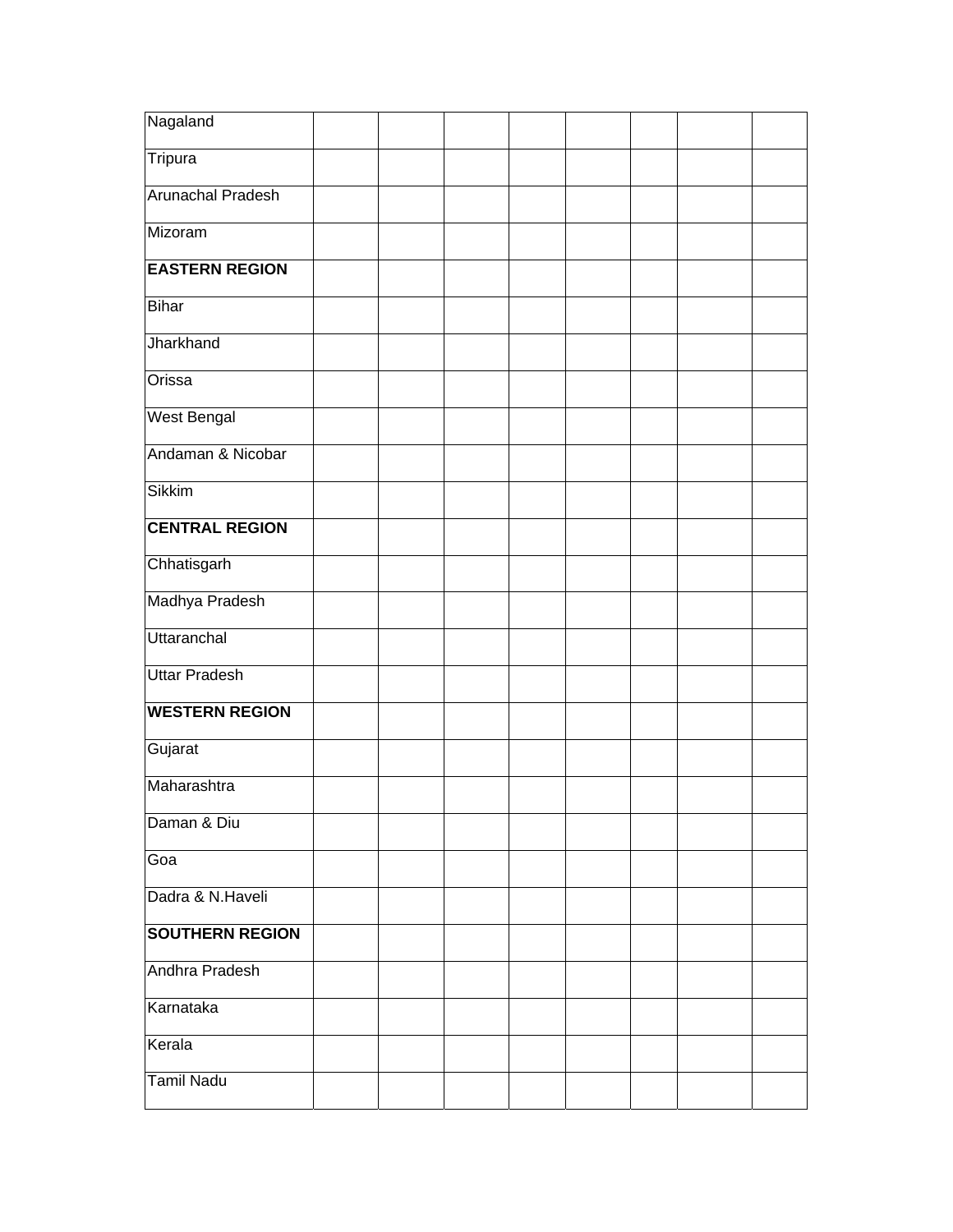| | | | | | | | | |
|---|---|---|---|---|---|---|---|---|
| Nagaland | | | | | | | | |
| Tripura | | | | | | | | |
| Arunachal Pradesh | | | | | | | | |
| Mizoram | | | | | | | | |
| **EASTERN REGION** | | | | | | | | |
| Bihar | | | | | | | | |
| Jharkhand | | | | | | | | |
| Orissa | | | | | | | | |
| West Bengal | | | | | | | | |
| Andaman & Nicobar | | | | | | | | |
| Sikkim | | | | | | | | |
| **CENTRAL REGION** | | | | | | | | |
| Chhatisgarh | | | | | | | | |
| Madhya Pradesh | | | | | | | | |
| Uttaranchal | | | | | | | | |
| Uttar Pradesh | | | | | | | | |
| **WESTERN REGION** | | | | | | | | |
| Gujarat | | | | | | | | |
| Maharashtra | | | | | | | | |
| Daman & Diu | | | | | | | | |
| Goa | | | | | | | | |
| Dadra & N.Haveli | | | | | | | | |
| **SOUTHERN REGION** | | | | | | | | |
| Andhra Pradesh | | | | | | | | |
| Karnataka | | | | | | | | |
| Kerala | | | | | | | | |
| Tamil Nadu | | | | | | | | |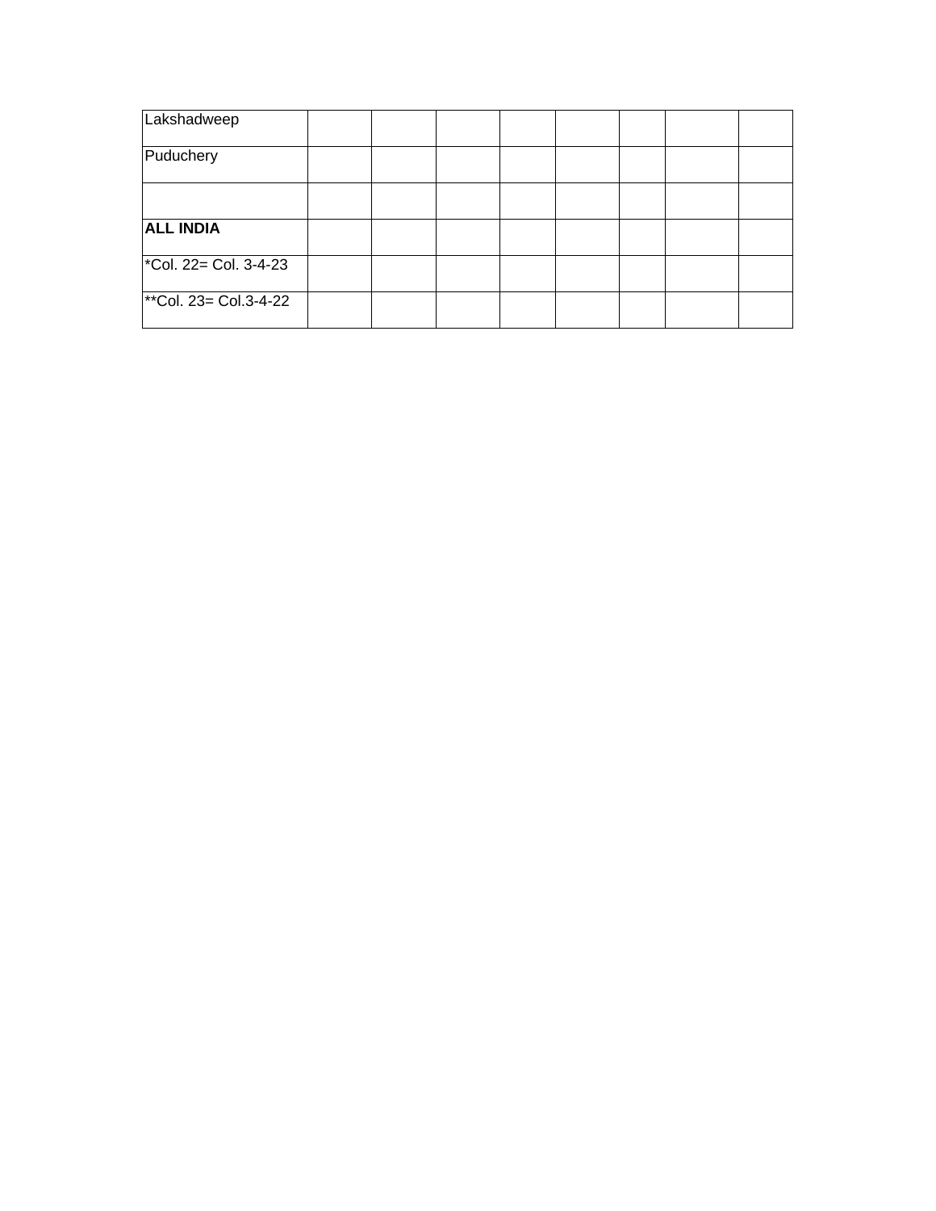| | | | | | | | | |
|---|---|---|---|---|---|---|---|---|
| Lakshadweep | | | | | | | | |
| Puduchery | | | | | | | | |
| | | | | | | | | |
| **ALL INDIA** | | | | | | | | |
| *Col. 22= Col. 3-4-23 | | | | | | | | |
| **Col. 23= Col.3-4-22 | | | | | | | | |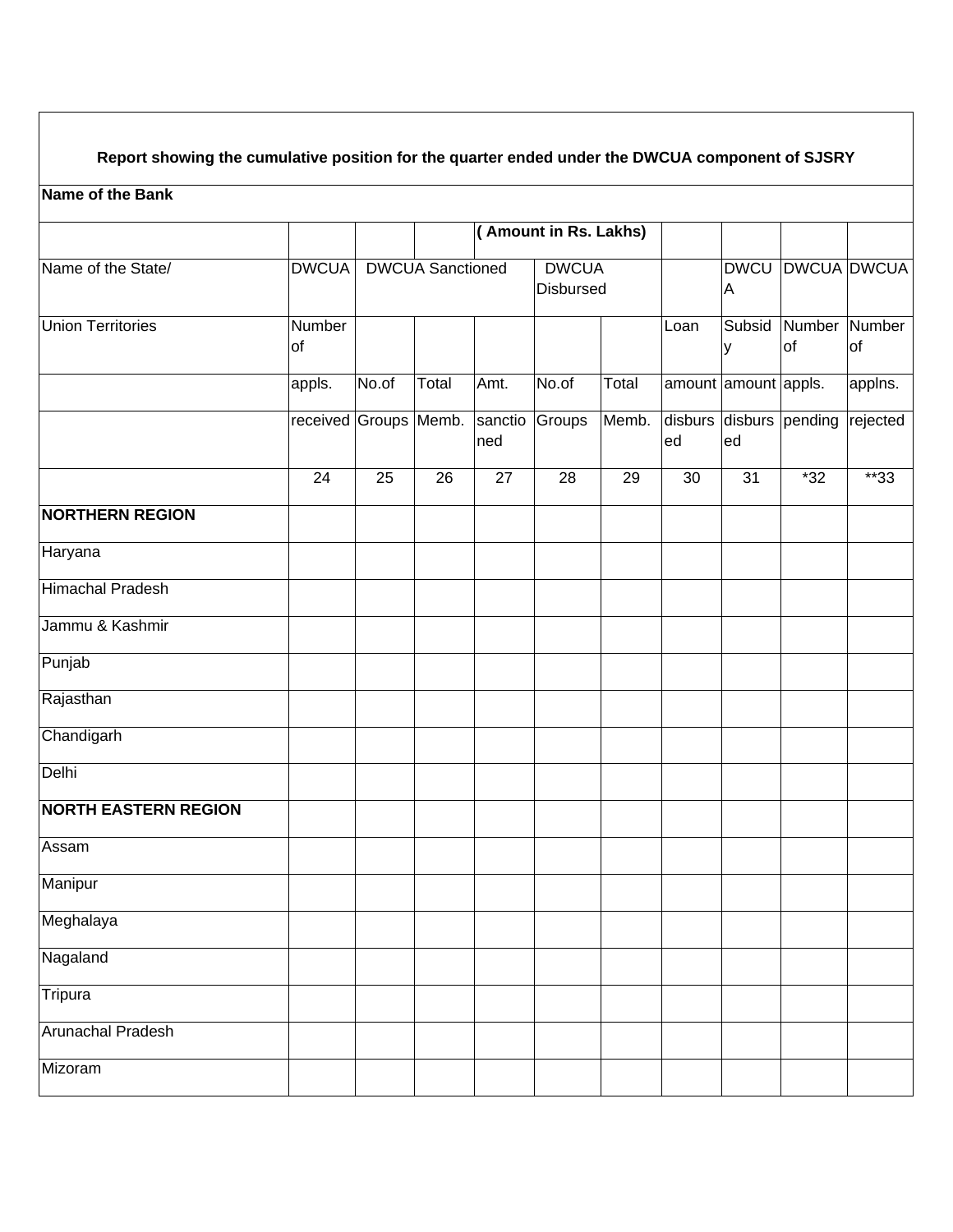**Report showing the cumulative position for the quarter ended under the DWCUA component of SJSRY**

**Name of the Bank**

| | | | | **( Amount in Rs. Lakhs)** | | | | | | |
|---|---|---|---|---|---|---|---|---|---|---|
| Name of the State/ | DWCUA | DWCUA Sanctioned | | | DWCUA Disbursed | | | DWCUA | DWCUA | DWCUA |
| Union Territories | Number of | | | | | | Loan | Subsidy | Number of | Number of |
| | appls. | No.of | Total | Amt. | No.of | Total | amount | amount | appls. | applns. |
| | received | Groups | Memb. | sanctioned | Groups | Memb. | disbursed | disbursed | pending | rejected |
| | 24 | 25 | 26 | 27 | 28 | 29 | 30 | 31 | *32 | **33 |
| **NORTHERN REGION** | | | | | | | | | | |
| Haryana | | | | | | | | | | |
| Himachal Pradesh | | | | | | | | | | |
| Jammu & Kashmir | | | | | | | | | | |
| Punjab | | | | | | | | | | |
| Rajasthan | | | | | | | | | | |
| Chandigarh | | | | | | | | | | |
| Delhi | | | | | | | | | | |
| **NORTH EASTERN REGION** | | | | | | | | | | |
| Assam | | | | | | | | | | |
| Manipur | | | | | | | | | | |
| Meghalaya | | | | | | | | | | |
| Nagaland | | | | | | | | | | |
| Tripura | | | | | | | | | | |
| Arunachal Pradesh | | | | | | | | | | |
| Mizoram | | | | | | | | | | |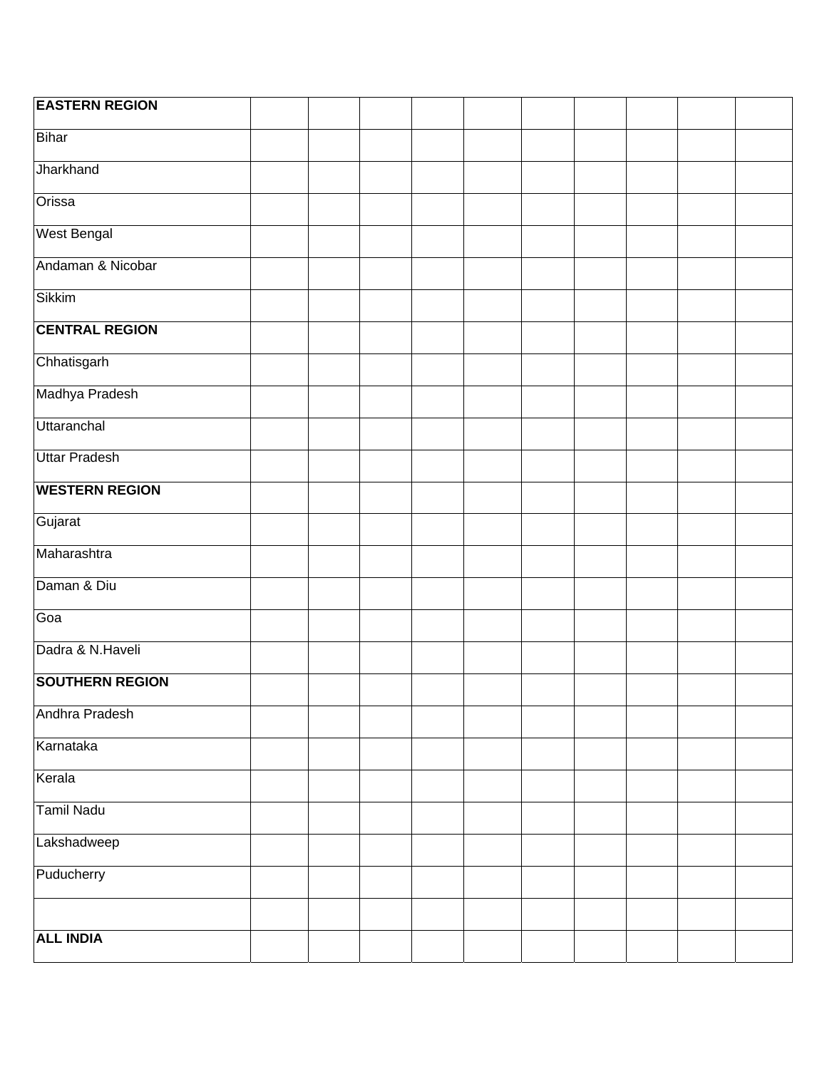| | | | | | | | | | | |
|---|---|---|---|---|---|---|---|---|---|---|
| **EASTERN REGION** | | | | | | | | | | |
| Bihar | | | | | | | | | | |
| Jharkhand | | | | | | | | | | |
| Orissa | | | | | | | | | | |
| West Bengal | | | | | | | | | | |
| Andaman & Nicobar | | | | | | | | | | |
| Sikkim | | | | | | | | | | |
| **CENTRAL REGION** | | | | | | | | | | |
| Chhatisgarh | | | | | | | | | | |
| Madhya Pradesh | | | | | | | | | | |
| Uttaranchal | | | | | | | | | | |
| Uttar Pradesh | | | | | | | | | | |
| **WESTERN REGION** | | | | | | | | | | |
| Gujarat | | | | | | | | | | |
| Maharashtra | | | | | | | | | | |
| Daman & Diu | | | | | | | | | | |
| Goa | | | | | | | | | | |
| Dadra & N.Haveli | | | | | | | | | | |
| **SOUTHERN REGION** | | | | | | | | | | |
| Andhra Pradesh | | | | | | | | | | |
| Karnataka | | | | | | | | | | |
| Kerala | | | | | | | | | | |
| Tamil Nadu | | | | | | | | | | |
| Lakshadweep | | | | | | | | | | |
| Puducherry | | | | | | | | | | |
| | | | | | | | | | | |
| **ALL INDIA** | | | | | | | | | | |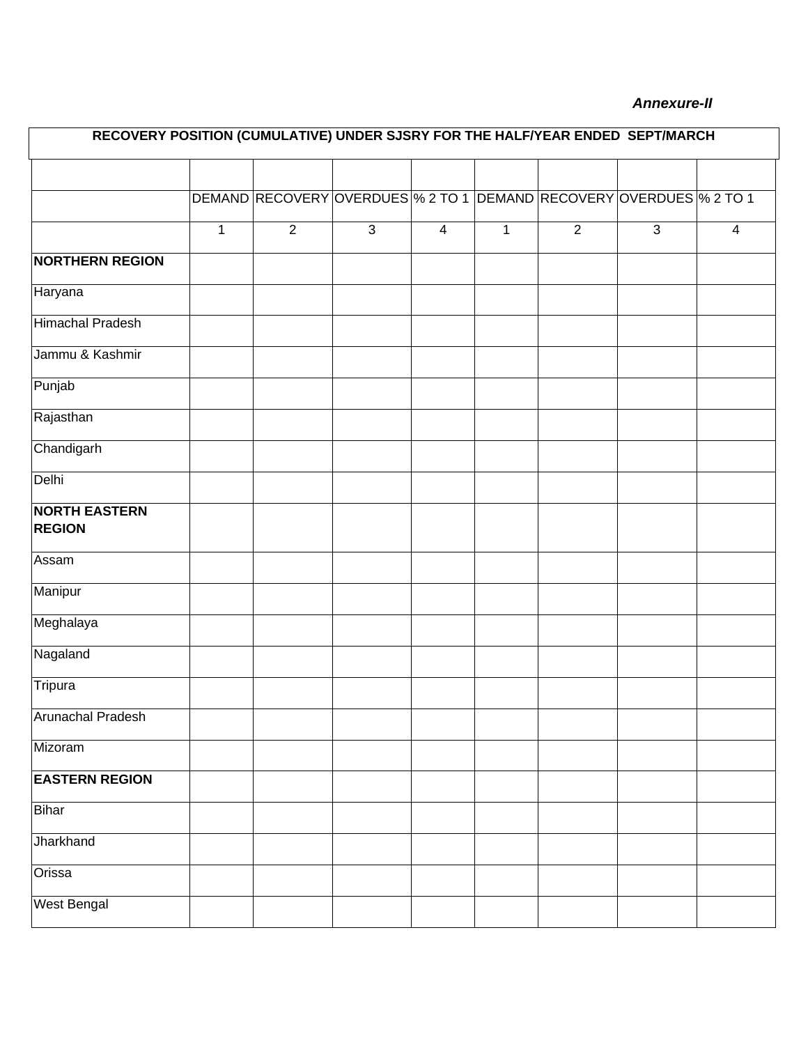*Annexure-II*

| RECOVERY POSITION (CUMULATIVE) UNDER SJSRY FOR THE HALF/YEAR ENDED SEPT/MARCH | | | | | | | | |
|---|---|---|---|---|---|---|---|---|
| | | | | | | | | |
| | DEMAND | RECOVERY | OVERDUES | % 2 TO 1 | DEMAND | RECOVERY | OVERDUES | % 2 TO 1 |
| | 1 | 2 | 3 | 4 | 1 | 2 | 3 | 4 |
| **NORTHERN REGION** | | | | | | | | |
| Haryana | | | | | | | | |
| Himachal Pradesh | | | | | | | | |
| Jammu & Kashmir | | | | | | | | |
| Punjab | | | | | | | | |
| Rajasthan | | | | | | | | |
| Chandigarh | | | | | | | | |
| Delhi | | | | | | | | |
| **NORTH EASTERN REGION** | | | | | | | | |
| Assam | | | | | | | | |
| Manipur | | | | | | | | |
| Meghalaya | | | | | | | | |
| Nagaland | | | | | | | | |
| Tripura | | | | | | | | |
| Arunachal Pradesh | | | | | | | | |
| Mizoram | | | | | | | | |
| **EASTERN REGION** | | | | | | | | |
| Bihar | | | | | | | | |
| Jharkhand | | | | | | | | |
| Orissa | | | | | | | | |
| West Bengal | | | | | | | | |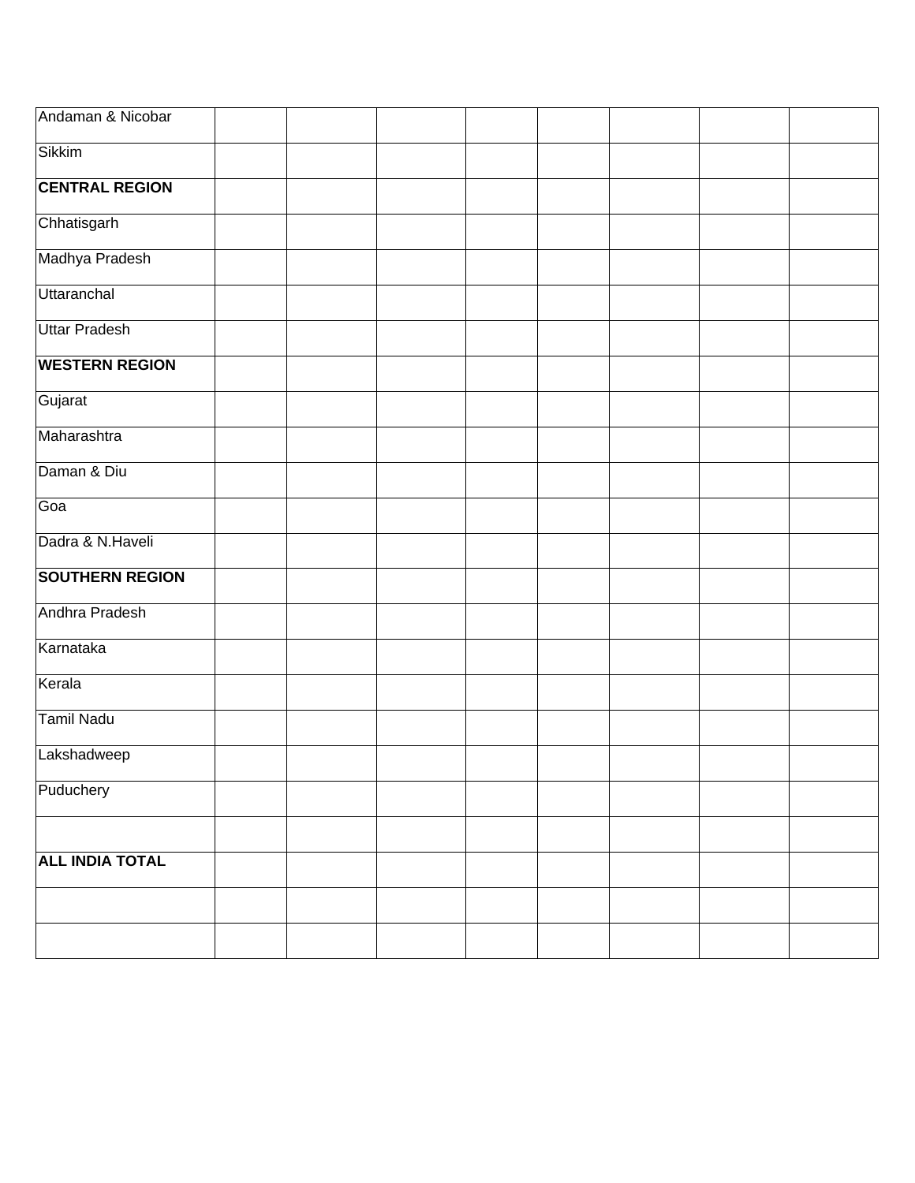| | | | | | | | | |
|---|---|---|---|---|---|---|---|---|
| Andaman & Nicobar | | | | | | | | |
| Sikkim | | | | | | | | |
| **CENTRAL REGION** | | | | | | | | |
| Chhatisgarh | | | | | | | | |
| Madhya Pradesh | | | | | | | | |
| Uttaranchal | | | | | | | | |
| Uttar Pradesh | | | | | | | | |
| **WESTERN REGION** | | | | | | | | |
| Gujarat | | | | | | | | |
| Maharashtra | | | | | | | | |
| Daman & Diu | | | | | | | | |
| Goa | | | | | | | | |
| Dadra & N.Haveli | | | | | | | | |
| **SOUTHERN REGION** | | | | | | | | |
| Andhra Pradesh | | | | | | | | |
| Karnataka | | | | | | | | |
| Kerala | | | | | | | | |
| Tamil Nadu | | | | | | | | |
| Lakshadweep | | | | | | | | |
| Puduchery | | | | | | | | |
| | | | | | | | | |
| **ALL INDIA TOTAL** | | | | | | | | |
| | | | | | | | | |
| | | | | | | | | |